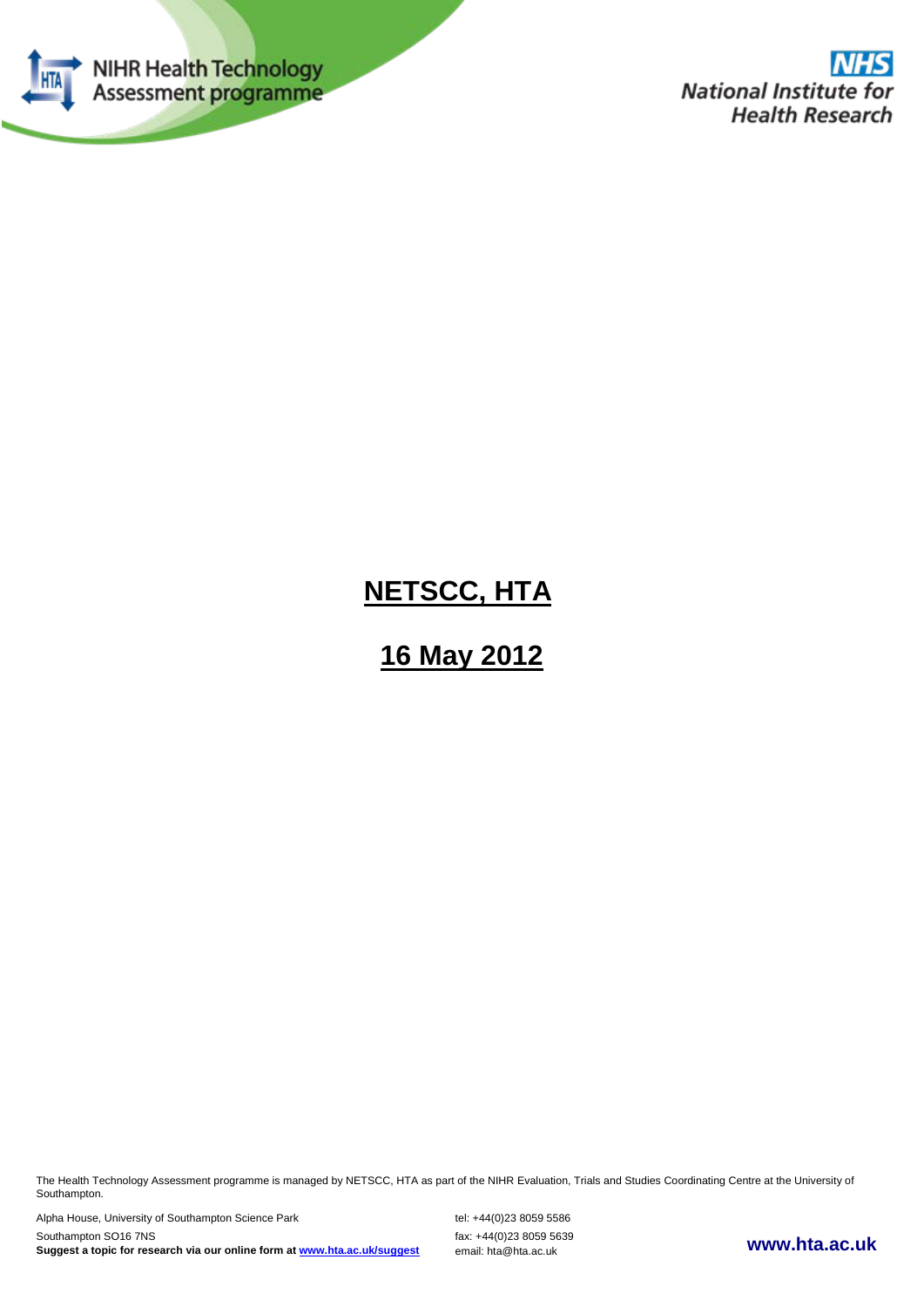NIHR Health Technology Assessment programme

National Institute for Health Research

# NETSCC, HTA

## 16 May 2012

The Health Technology Assessment programme is managed by NETSCC, HTA as part of the NIHR Evaluation, Trials and Studies Coordinating Centre at the University of Southampton.

Alpha House, University of Southampton Science Park
Southampton SO16 7NS
**Suggest a topic for research via our online form at www.hta.ac.uk/suggest**

tel: +44(0)23 8059 5586
fax: +44(0)23 8059 5639
email: hta@hta.ac.uk

**www.hta.ac.uk**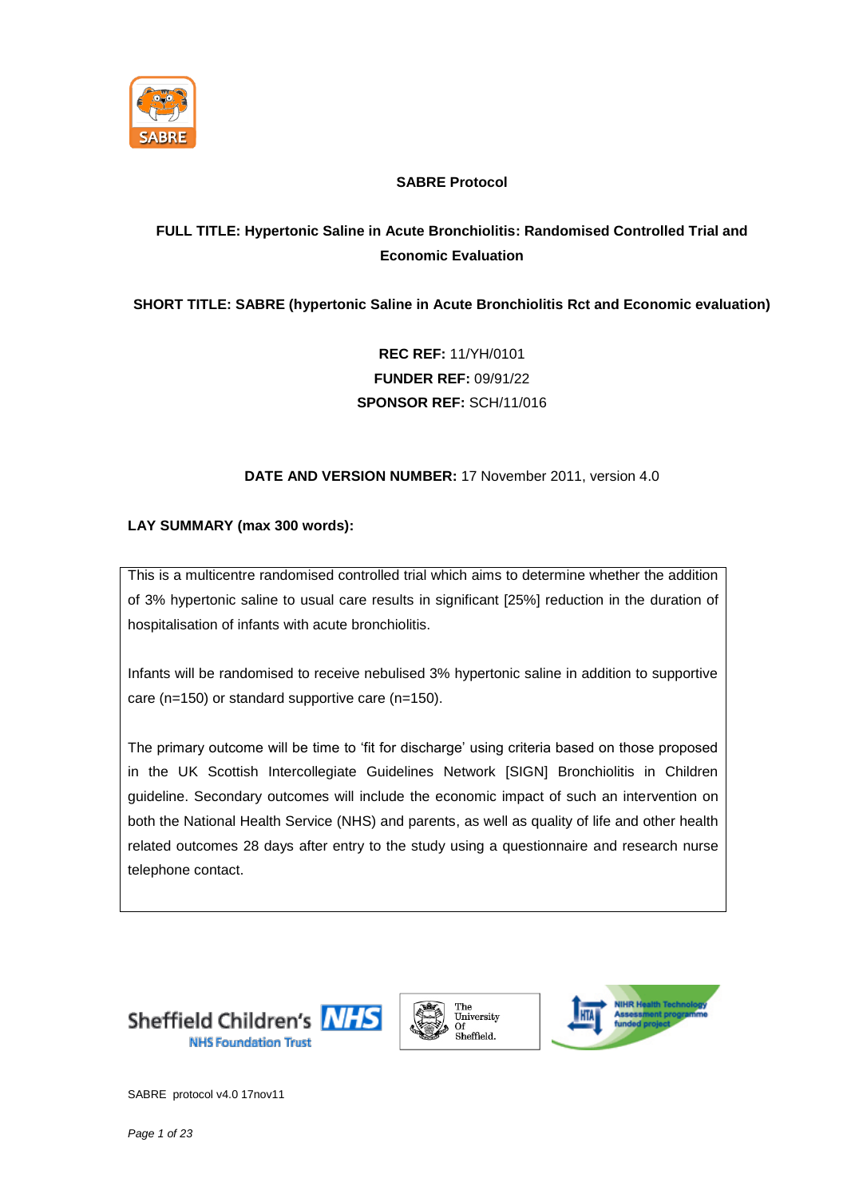**SABRE Protocol**

**FULL TITLE: Hypertonic Saline in Acute Bronchiolitis: Randomised Controlled Trial and Economic Evaluation**

**SHORT TITLE: SABRE (hypertonic Saline in Acute Bronchiolitis Rct and Economic evaluation)**

**REC REF:** 11/YH/0101
**FUNDER REF:** 09/91/22
**SPONSOR REF:** SCH/11/016

**DATE AND VERSION NUMBER:** 17 November 2011, version 4.0

**LAY SUMMARY (max 300 words):**

This is a multicentre randomised controlled trial which aims to determine whether the addition of 3% hypertonic saline to usual care results in significant [25%] reduction in the duration of hospitalisation of infants with acute bronchiolitis.

Infants will be randomised to receive nebulised 3% hypertonic saline in addition to supportive care (n=150) or standard supportive care (n=150).

The primary outcome will be time to 'fit for discharge' using criteria based on those proposed in the UK Scottish Intercollegiate Guidelines Network [SIGN] Bronchiolitis in Children guideline. Secondary outcomes will include the economic impact of such an intervention on both the National Health Service (NHS) and parents, as well as quality of life and other health related outcomes 28 days after entry to the study using a questionnaire and research nurse telephone contact.

SABRE protocol v4.0 17nov11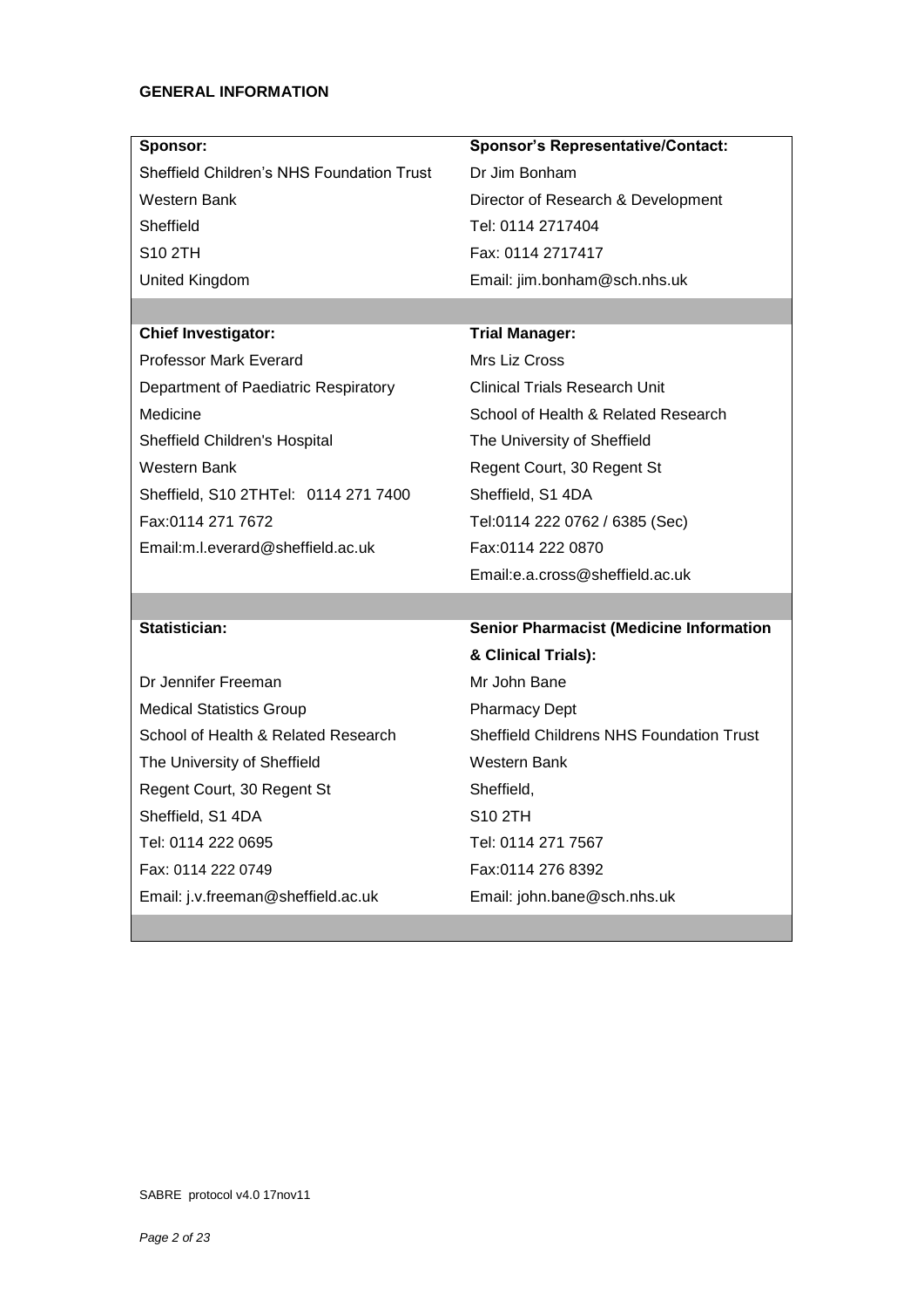**GENERAL INFORMATION**

| **Sponsor:** | **Sponsor's Representative/Contact:** |
|---|---|
| Sheffield Children's NHS Foundation Trust<br>Western Bank<br>Sheffield<br>S10 2TH<br>United Kingdom | Dr Jim Bonham<br>Director of Research & Development<br>Tel: 0114 2717404<br>Fax: 0114 2717417<br>Email: jim.bonham@sch.nhs.uk |
| **Chief Investigator:** | **Trial Manager:** |
| Professor Mark Everard<br>Department of Paediatric Respiratory Medicine<br>Sheffield Children's Hospital<br>Western Bank<br>Sheffield, S10 2THTel: 0114 271 7400<br>Fax:0114 271 7672<br>Email:m.l.everard@sheffield.ac.uk | Mrs Liz Cross<br>Clinical Trials Research Unit<br>School of Health & Related Research<br>The University of Sheffield<br>Regent Court, 30 Regent St<br>Sheffield, S1 4DA<br>Tel:0114 222 0762 / 6385 (Sec)<br>Fax:0114 222 0870<br>Email:e.a.cross@sheffield.ac.uk |
| **Statistician:** | **Senior Pharmacist (Medicine Information & Clinical Trials):** |
| Dr Jennifer Freeman<br>Medical Statistics Group<br>School of Health & Related Research<br>The University of Sheffield<br>Regent Court, 30 Regent St<br>Sheffield, S1 4DA<br>Tel: 0114 222 0695<br>Fax: 0114 222 0749<br>Email: j.v.freeman@sheffield.ac.uk | Mr John Bane<br>Pharmacy Dept<br>Sheffield Childrens NHS Foundation Trust<br>Western Bank<br>Sheffield,<br>S10 2TH<br>Tel: 0114 271 7567<br>Fax:0114 276 8392<br>Email: john.bane@sch.nhs.uk |

SABRE protocol v4.0 17nov11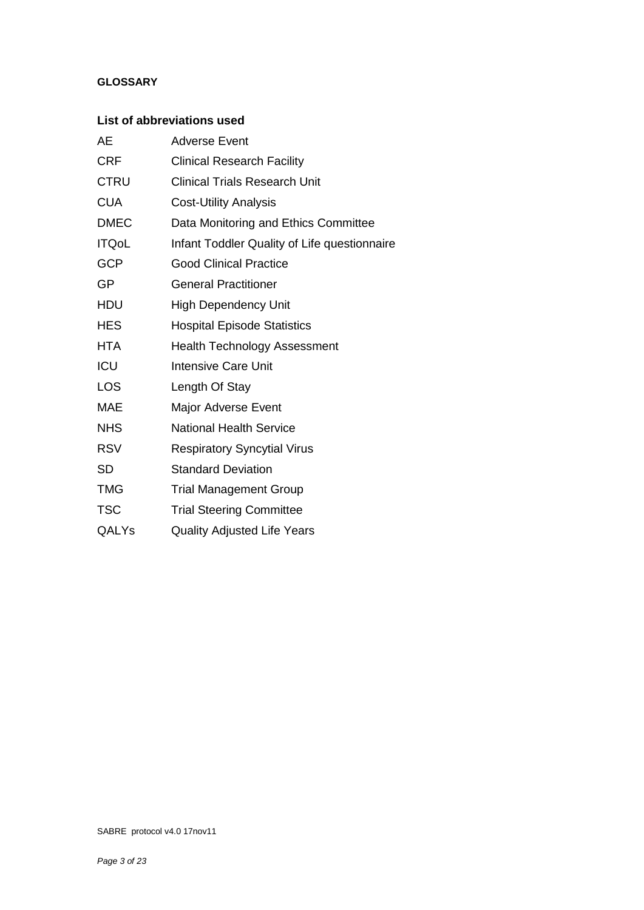**GLOSSARY**

## List of abbreviations used

| | |
|---|---|
| AE | Adverse Event |
| CRF | Clinical Research Facility |
| CTRU | Clinical Trials Research Unit |
| CUA | Cost-Utility Analysis |
| DMEC | Data Monitoring and Ethics Committee |
| ITQoL | Infant Toddler Quality of Life questionnaire |
| GCP | Good Clinical Practice |
| GP | General Practitioner |
| HDU | High Dependency Unit |
| HES | Hospital Episode Statistics |
| HTA | Health Technology Assessment |
| ICU | Intensive Care Unit |
| LOS | Length Of Stay |
| MAE | Major Adverse Event |
| NHS | National Health Service |
| RSV | Respiratory Syncytial Virus |
| SD | Standard Deviation |
| TMG | Trial Management Group |
| TSC | Trial Steering Committee |
| QALYs | Quality Adjusted Life Years |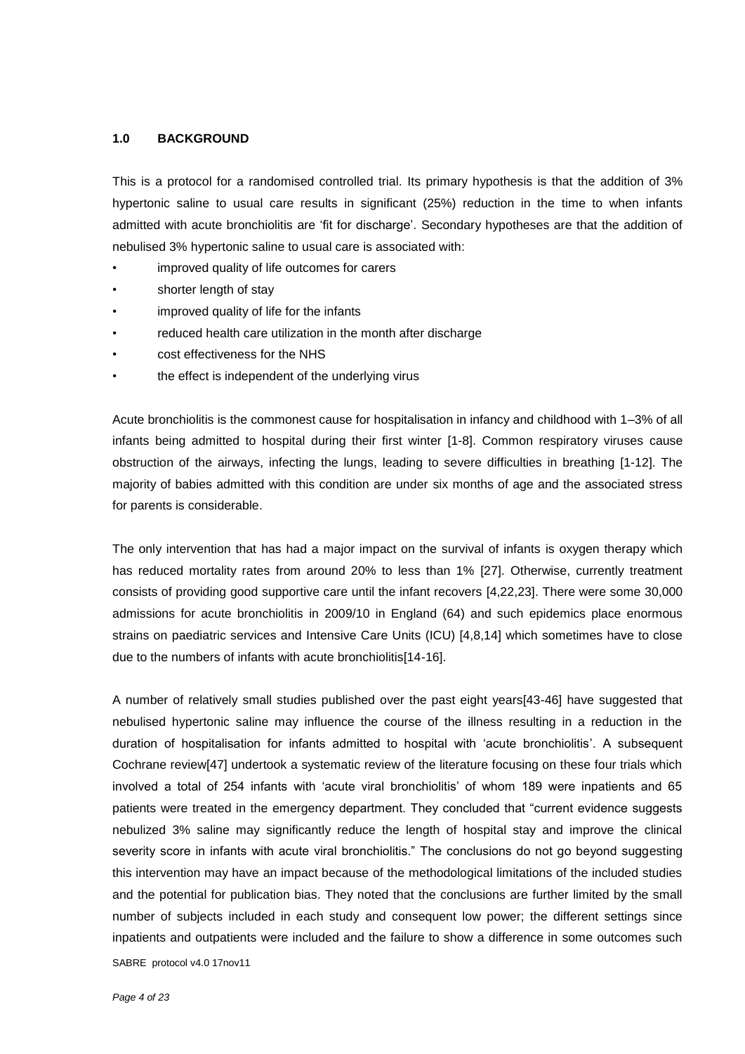## 1.0 BACKGROUND

This is a protocol for a randomised controlled trial. Its primary hypothesis is that the addition of 3% hypertonic saline to usual care results in significant (25%) reduction in the time to when infants admitted with acute bronchiolitis are 'fit for discharge'. Secondary hypotheses are that the addition of nebulised 3% hypertonic saline to usual care is associated with:

- improved quality of life outcomes for carers
- shorter length of stay
- improved quality of life for the infants
- reduced health care utilization in the month after discharge
- cost effectiveness for the NHS
- the effect is independent of the underlying virus

Acute bronchiolitis is the commonest cause for hospitalisation in infancy and childhood with 1–3% of all infants being admitted to hospital during their first winter [1-8]. Common respiratory viruses cause obstruction of the airways, infecting the lungs, leading to severe difficulties in breathing [1-12]. The majority of babies admitted with this condition are under six months of age and the associated stress for parents is considerable.

The only intervention that has had a major impact on the survival of infants is oxygen therapy which has reduced mortality rates from around 20% to less than 1% [27]. Otherwise, currently treatment consists of providing good supportive care until the infant recovers [4,22,23]. There were some 30,000 admissions for acute bronchiolitis in 2009/10 in England (64) and such epidemics place enormous strains on paediatric services and Intensive Care Units (ICU) [4,8,14] which sometimes have to close due to the numbers of infants with acute bronchiolitis[14-16].

A number of relatively small studies published over the past eight years[43-46] have suggested that nebulised hypertonic saline may influence the course of the illness resulting in a reduction in the duration of hospitalisation for infants admitted to hospital with 'acute bronchiolitis'. A subsequent Cochrane review[47] undertook a systematic review of the literature focusing on these four trials which involved a total of 254 infants with 'acute viral bronchiolitis' of whom 189 were inpatients and 65 patients were treated in the emergency department. They concluded that "current evidence suggests nebulized 3% saline may significantly reduce the length of hospital stay and improve the clinical severity score in infants with acute viral bronchiolitis." The conclusions do not go beyond suggesting this intervention may have an impact because of the methodological limitations of the included studies and the potential for publication bias. They noted that the conclusions are further limited by the small number of subjects included in each study and consequent low power; the different settings since inpatients and outpatients were included and the failure to show a difference in some outcomes such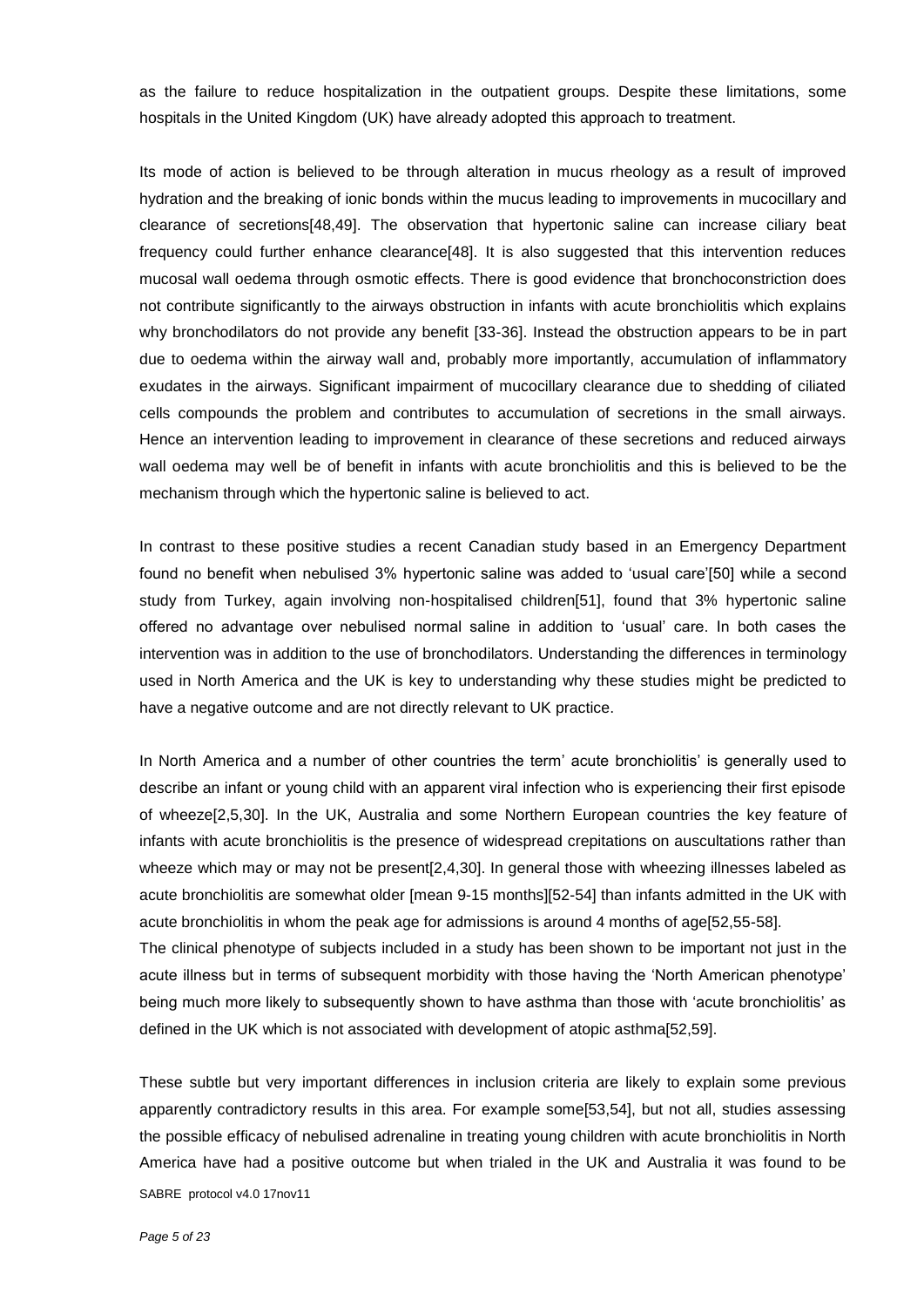as the failure to reduce hospitalization in the outpatient groups. Despite these limitations, some hospitals in the United Kingdom (UK) have already adopted this approach to treatment.

Its mode of action is believed to be through alteration in mucus rheology as a result of improved hydration and the breaking of ionic bonds within the mucus leading to improvements in mucocillary and clearance of secretions[48,49]. The observation that hypertonic saline can increase ciliary beat frequency could further enhance clearance[48]. It is also suggested that this intervention reduces mucosal wall oedema through osmotic effects. There is good evidence that bronchoconstriction does not contribute significantly to the airways obstruction in infants with acute bronchiolitis which explains why bronchodilators do not provide any benefit [33-36]. Instead the obstruction appears to be in part due to oedema within the airway wall and, probably more importantly, accumulation of inflammatory exudates in the airways. Significant impairment of mucocillary clearance due to shedding of ciliated cells compounds the problem and contributes to accumulation of secretions in the small airways. Hence an intervention leading to improvement in clearance of these secretions and reduced airways wall oedema may well be of benefit in infants with acute bronchiolitis and this is believed to be the mechanism through which the hypertonic saline is believed to act.

In contrast to these positive studies a recent Canadian study based in an Emergency Department found no benefit when nebulised 3% hypertonic saline was added to 'usual care'[50] while a second study from Turkey, again involving non-hospitalised children[51], found that 3% hypertonic saline offered no advantage over nebulised normal saline in addition to 'usual' care. In both cases the intervention was in addition to the use of bronchodilators. Understanding the differences in terminology used in North America and the UK is key to understanding why these studies might be predicted to have a negative outcome and are not directly relevant to UK practice.

In North America and a number of other countries the term' acute bronchiolitis' is generally used to describe an infant or young child with an apparent viral infection who is experiencing their first episode of wheeze[2,5,30]. In the UK, Australia and some Northern European countries the key feature of infants with acute bronchiolitis is the presence of widespread crepitations on auscultations rather than wheeze which may or may not be present[2,4,30]. In general those with wheezing illnesses labeled as acute bronchiolitis are somewhat older [mean 9-15 months][52-54] than infants admitted in the UK with acute bronchiolitis in whom the peak age for admissions is around 4 months of age[52,55-58].

The clinical phenotype of subjects included in a study has been shown to be important not just in the acute illness but in terms of subsequent morbidity with those having the 'North American phenotype' being much more likely to subsequently shown to have asthma than those with 'acute bronchiolitis' as defined in the UK which is not associated with development of atopic asthma[52,59].

These subtle but very important differences in inclusion criteria are likely to explain some previous apparently contradictory results in this area. For example some[53,54], but not all, studies assessing the possible efficacy of nebulised adrenaline in treating young children with acute bronchiolitis in North America have had a positive outcome but when trialed in the UK and Australia it was found to be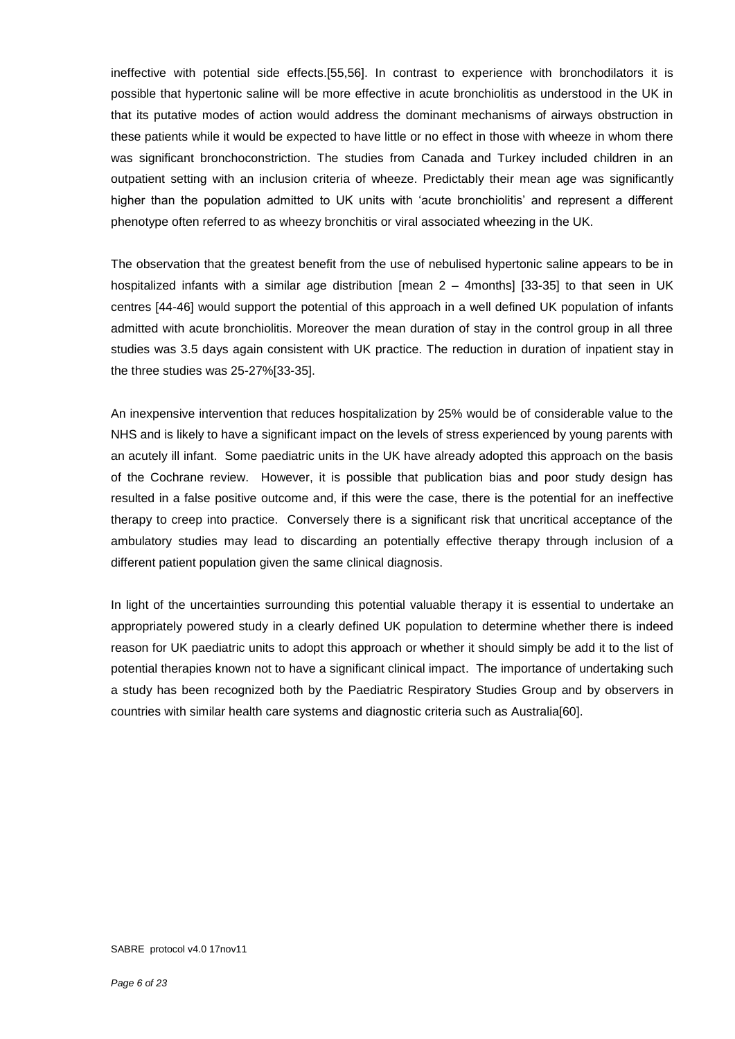ineffective with potential side effects.[55,56]. In contrast to experience with bronchodilators it is possible that hypertonic saline will be more effective in acute bronchiolitis as understood in the UK in that its putative modes of action would address the dominant mechanisms of airways obstruction in these patients while it would be expected to have little or no effect in those with wheeze in whom there was significant bronchoconstriction. The studies from Canada and Turkey included children in an outpatient setting with an inclusion criteria of wheeze. Predictably their mean age was significantly higher than the population admitted to UK units with 'acute bronchiolitis' and represent a different phenotype often referred to as wheezy bronchitis or viral associated wheezing in the UK.

The observation that the greatest benefit from the use of nebulised hypertonic saline appears to be in hospitalized infants with a similar age distribution [mean 2 – 4months] [33-35] to that seen in UK centres [44-46] would support the potential of this approach in a well defined UK population of infants admitted with acute bronchiolitis. Moreover the mean duration of stay in the control group in all three studies was 3.5 days again consistent with UK practice. The reduction in duration of inpatient stay in the three studies was 25-27%[33-35].

An inexpensive intervention that reduces hospitalization by 25% would be of considerable value to the NHS and is likely to have a significant impact on the levels of stress experienced by young parents with an acutely ill infant. Some paediatric units in the UK have already adopted this approach on the basis of the Cochrane review. However, it is possible that publication bias and poor study design has resulted in a false positive outcome and, if this were the case, there is the potential for an ineffective therapy to creep into practice. Conversely there is a significant risk that uncritical acceptance of the ambulatory studies may lead to discarding an potentially effective therapy through inclusion of a different patient population given the same clinical diagnosis.

In light of the uncertainties surrounding this potential valuable therapy it is essential to undertake an appropriately powered study in a clearly defined UK population to determine whether there is indeed reason for UK paediatric units to adopt this approach or whether it should simply be add it to the list of potential therapies known not to have a significant clinical impact. The importance of undertaking such a study has been recognized both by the Paediatric Respiratory Studies Group and by observers in countries with similar health care systems and diagnostic criteria such as Australia[60].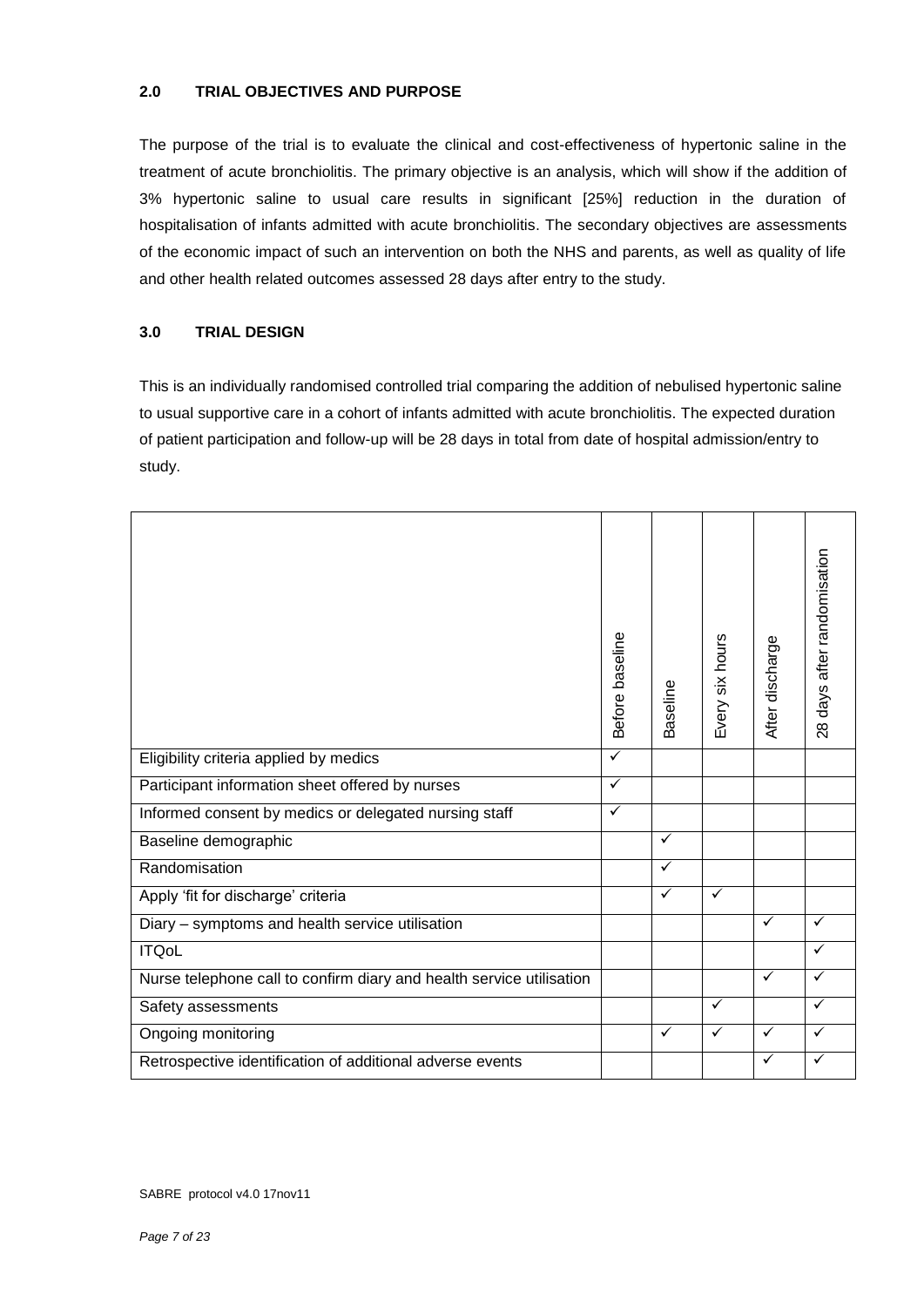## 2.0 TRIAL OBJECTIVES AND PURPOSE

The purpose of the trial is to evaluate the clinical and cost-effectiveness of hypertonic saline in the treatment of acute bronchiolitis. The primary objective is an analysis, which will show if the addition of 3% hypertonic saline to usual care results in significant [25%] reduction in the duration of hospitalisation of infants admitted with acute bronchiolitis. The secondary objectives are assessments of the economic impact of such an intervention on both the NHS and parents, as well as quality of life and other health related outcomes assessed 28 days after entry to the study.

## 3.0 TRIAL DESIGN

This is an individually randomised controlled trial comparing the addition of nebulised hypertonic saline to usual supportive care in a cohort of infants admitted with acute bronchiolitis. The expected duration of patient participation and follow-up will be 28 days in total from date of hospital admission/entry to study.

| | Before baseline | Baseline | Every six hours | After discharge | 28 days after randomisation |
|---|---|---|---|---|---|
| Eligibility criteria applied by medics | ✓ | | | | |
| Participant information sheet offered by nurses | ✓ | | | | |
| Informed consent by medics or delegated nursing staff | ✓ | | | | |
| Baseline demographic | | ✓ | | | |
| Randomisation | | ✓ | | | |
| Apply 'fit for discharge' criteria | | ✓ | ✓ | | |
| Diary – symptoms and health service utilisation | | | | ✓ | ✓ |
| ITQoL | | | | | ✓ |
| Nurse telephone call to confirm diary and health service utilisation | | | | ✓ | ✓ |
| Safety assessments | | | ✓ | | ✓ |
| Ongoing monitoring | | ✓ | ✓ | ✓ | ✓ |
| Retrospective identification of additional adverse events | | | | ✓ | ✓ |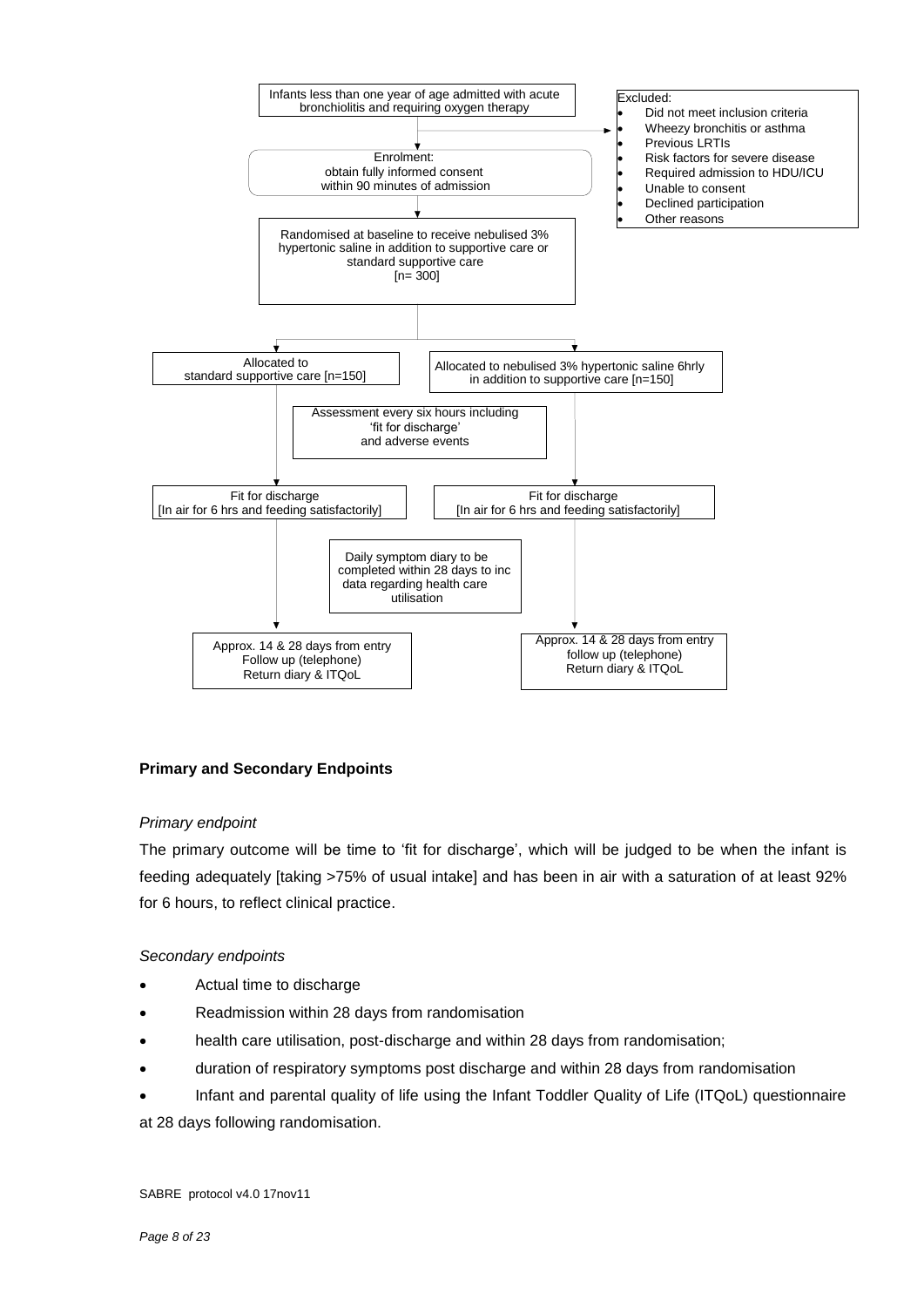Infants less than one year of age admitted with acute bronchiolitis and requiring oxygen therapy

Excluded:

- Did not meet inclusion criteria
- Wheezy bronchitis or asthma
- Previous LRTIs
- Risk factors for severe disease
- Required admission to HDU/ICU
- Unable to consent
- Declined participation
- Other reasons

Enrolment: obtain fully informed consent within 90 minutes of admission

Randomised at baseline to receive nebulised 3% hypertonic saline in addition to supportive care or standard supportive care [n= 300]

Allocated to standard supportive care [n=150]

Allocated to nebulised 3% hypertonic saline 6hrly in addition to supportive care [n=150]

Assessment every six hours including 'fit for discharge' and adverse events

Fit for discharge [In air for 6 hrs and feeding satisfactorily]

Fit for discharge [In air for 6 hrs and feeding satisfactorily]

Daily symptom diary to be completed within 28 days to inc data regarding health care utilisation

Approx. 14 & 28 days from entry Follow up (telephone) Return diary & ITQoL

Approx. 14 & 28 days from entry follow up (telephone) Return diary & ITQoL

**Primary and Secondary Endpoints**

*Primary endpoint*

The primary outcome will be time to 'fit for discharge', which will be judged to be when the infant is feeding adequately [taking >75% of usual intake] and has been in air with a saturation of at least 92% for 6 hours, to reflect clinical practice.

*Secondary endpoints*

- Actual time to discharge
- Readmission within 28 days from randomisation
- health care utilisation, post-discharge and within 28 days from randomisation;
- duration of respiratory symptoms post discharge and within 28 days from randomisation
- Infant and parental quality of life using the Infant Toddler Quality of Life (ITQoL) questionnaire at 28 days following randomisation.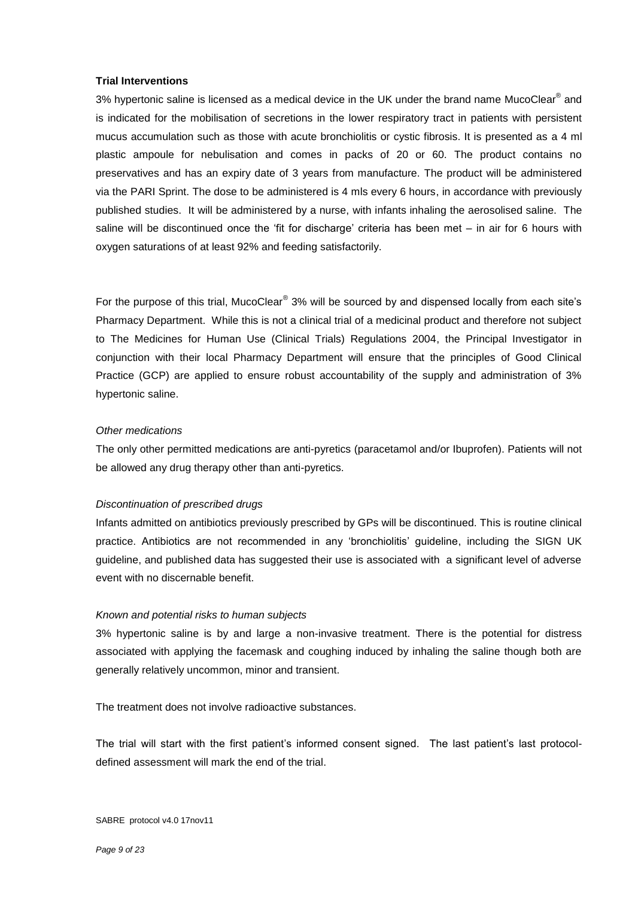**Trial Interventions**

3% hypertonic saline is licensed as a medical device in the UK under the brand name MucoClear® and is indicated for the mobilisation of secretions in the lower respiratory tract in patients with persistent mucus accumulation such as those with acute bronchiolitis or cystic fibrosis. It is presented as a 4 ml plastic ampoule for nebulisation and comes in packs of 20 or 60. The product contains no preservatives and has an expiry date of 3 years from manufacture. The product will be administered via the PARI Sprint. The dose to be administered is 4 mls every 6 hours, in accordance with previously published studies. It will be administered by a nurse, with infants inhaling the aerosolised saline. The saline will be discontinued once the 'fit for discharge' criteria has been met – in air for 6 hours with oxygen saturations of at least 92% and feeding satisfactorily.

For the purpose of this trial, MucoClear® 3% will be sourced by and dispensed locally from each site's Pharmacy Department. While this is not a clinical trial of a medicinal product and therefore not subject to The Medicines for Human Use (Clinical Trials) Regulations 2004, the Principal Investigator in conjunction with their local Pharmacy Department will ensure that the principles of Good Clinical Practice (GCP) are applied to ensure robust accountability of the supply and administration of 3% hypertonic saline.

*Other medications*

The only other permitted medications are anti-pyretics (paracetamol and/or Ibuprofen). Patients will not be allowed any drug therapy other than anti-pyretics.

*Discontinuation of prescribed drugs*

Infants admitted on antibiotics previously prescribed by GPs will be discontinued. This is routine clinical practice. Antibiotics are not recommended in any 'bronchiolitis' guideline, including the SIGN UK guideline, and published data has suggested their use is associated with a significant level of adverse event with no discernable benefit.

*Known and potential risks to human subjects*

3% hypertonic saline is by and large a non-invasive treatment. There is the potential for distress associated with applying the facemask and coughing induced by inhaling the saline though both are generally relatively uncommon, minor and transient.

The treatment does not involve radioactive substances.

The trial will start with the first patient's informed consent signed. The last patient's last protocol-defined assessment will mark the end of the trial.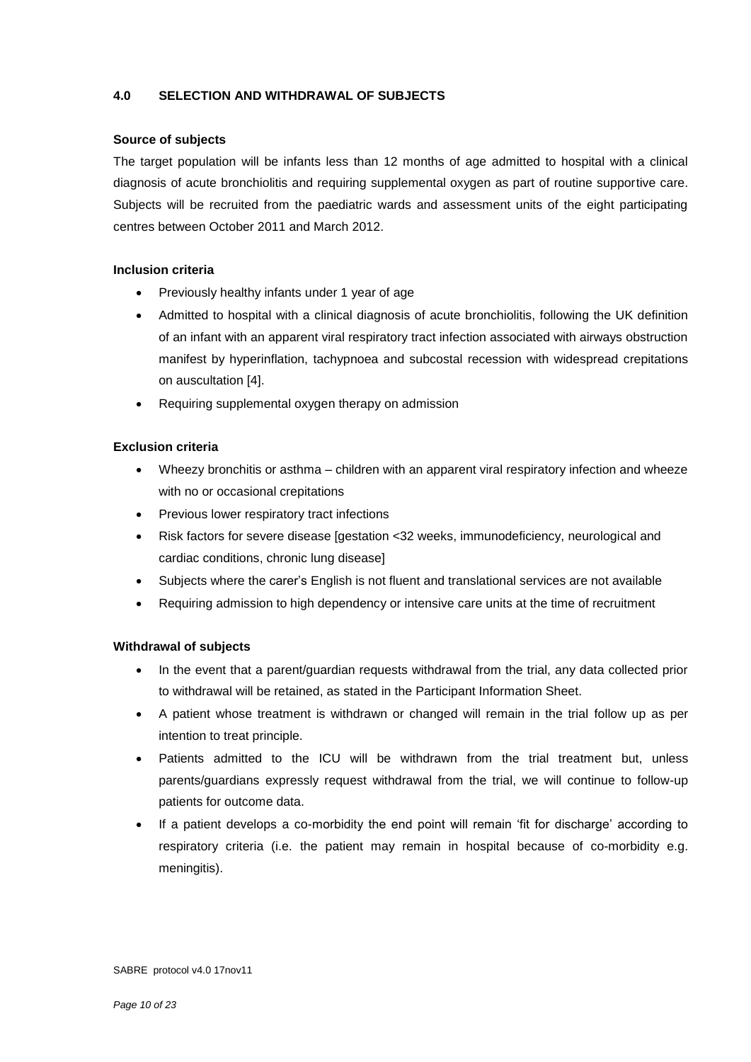## 4.0 SELECTION AND WITHDRAWAL OF SUBJECTS

### Source of subjects

The target population will be infants less than 12 months of age admitted to hospital with a clinical diagnosis of acute bronchiolitis and requiring supplemental oxygen as part of routine supportive care. Subjects will be recruited from the paediatric wards and assessment units of the eight participating centres between October 2011 and March 2012.

### Inclusion criteria

- Previously healthy infants under 1 year of age
- Admitted to hospital with a clinical diagnosis of acute bronchiolitis, following the UK definition of an infant with an apparent viral respiratory tract infection associated with airways obstruction manifest by hyperinflation, tachypnoea and subcostal recession with widespread crepitations on auscultation [4].
- Requiring supplemental oxygen therapy on admission

### Exclusion criteria

- Wheezy bronchitis or asthma – children with an apparent viral respiratory infection and wheeze with no or occasional crepitations
- Previous lower respiratory tract infections
- Risk factors for severe disease [gestation <32 weeks, immunodeficiency, neurological and cardiac conditions, chronic lung disease]
- Subjects where the carer's English is not fluent and translational services are not available
- Requiring admission to high dependency or intensive care units at the time of recruitment

### Withdrawal of subjects

- In the event that a parent/guardian requests withdrawal from the trial, any data collected prior to withdrawal will be retained, as stated in the Participant Information Sheet.
- A patient whose treatment is withdrawn or changed will remain in the trial follow up as per intention to treat principle.
- Patients admitted to the ICU will be withdrawn from the trial treatment but, unless parents/guardians expressly request withdrawal from the trial, we will continue to follow-up patients for outcome data.
- If a patient develops a co-morbidity the end point will remain 'fit for discharge' according to respiratory criteria (i.e. the patient may remain in hospital because of co-morbidity e.g. meningitis).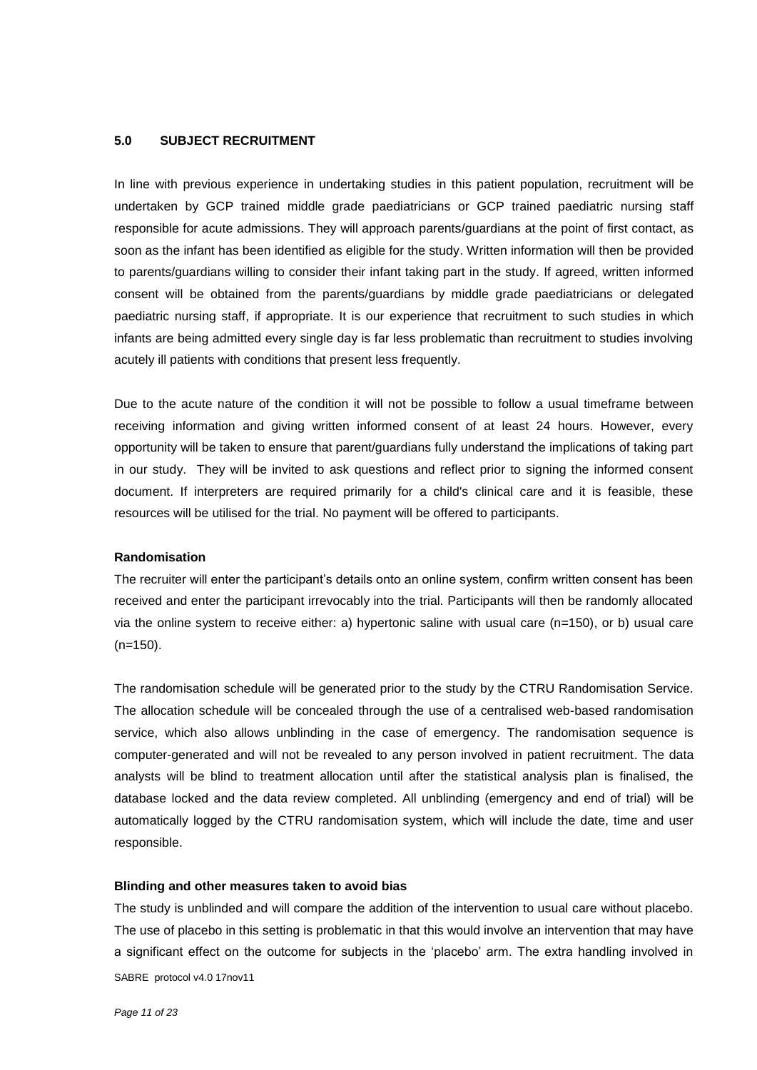## 5.0 SUBJECT RECRUITMENT

In line with previous experience in undertaking studies in this patient population, recruitment will be undertaken by GCP trained middle grade paediatricians or GCP trained paediatric nursing staff responsible for acute admissions. They will approach parents/guardians at the point of first contact, as soon as the infant has been identified as eligible for the study. Written information will then be provided to parents/guardians willing to consider their infant taking part in the study. If agreed, written informed consent will be obtained from the parents/guardians by middle grade paediatricians or delegated paediatric nursing staff, if appropriate. It is our experience that recruitment to such studies in which infants are being admitted every single day is far less problematic than recruitment to studies involving acutely ill patients with conditions that present less frequently.

Due to the acute nature of the condition it will not be possible to follow a usual timeframe between receiving information and giving written informed consent of at least 24 hours. However, every opportunity will be taken to ensure that parent/guardians fully understand the implications of taking part in our study. They will be invited to ask questions and reflect prior to signing the informed consent document. If interpreters are required primarily for a child's clinical care and it is feasible, these resources will be utilised for the trial. No payment will be offered to participants.

**Randomisation**

The recruiter will enter the participant's details onto an online system, confirm written consent has been received and enter the participant irrevocably into the trial. Participants will then be randomly allocated via the online system to receive either: a) hypertonic saline with usual care (n=150), or b) usual care (n=150).

The randomisation schedule will be generated prior to the study by the CTRU Randomisation Service. The allocation schedule will be concealed through the use of a centralised web-based randomisation service, which also allows unblinding in the case of emergency. The randomisation sequence is computer-generated and will not be revealed to any person involved in patient recruitment. The data analysts will be blind to treatment allocation until after the statistical analysis plan is finalised, the database locked and the data review completed. All unblinding (emergency and end of trial) will be automatically logged by the CTRU randomisation system, which will include the date, time and user responsible.

**Blinding and other measures taken to avoid bias**

The study is unblinded and will compare the addition of the intervention to usual care without placebo. The use of placebo in this setting is problematic in that this would involve an intervention that may have a significant effect on the outcome for subjects in the 'placebo' arm. The extra handling involved in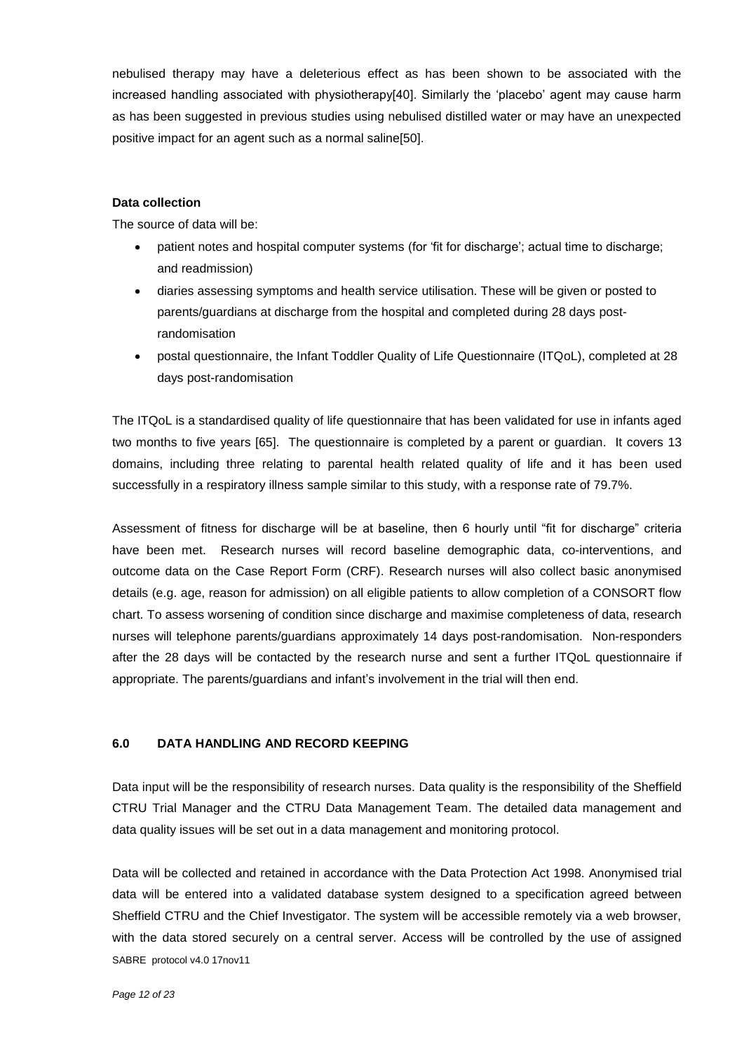nebulised therapy may have a deleterious effect as has been shown to be associated with the increased handling associated with physiotherapy[40]. Similarly the 'placebo' agent may cause harm as has been suggested in previous studies using nebulised distilled water or may have an unexpected positive impact for an agent such as a normal saline[50].

**Data collection**

The source of data will be:

- patient notes and hospital computer systems (for 'fit for discharge'; actual time to discharge; and readmission)
- diaries assessing symptoms and health service utilisation. These will be given or posted to parents/guardians at discharge from the hospital and completed during 28 days post-randomisation
- postal questionnaire, the Infant Toddler Quality of Life Questionnaire (ITQoL), completed at 28 days post-randomisation

The ITQoL is a standardised quality of life questionnaire that has been validated for use in infants aged two months to five years [65]. The questionnaire is completed by a parent or guardian. It covers 13 domains, including three relating to parental health related quality of life and it has been used successfully in a respiratory illness sample similar to this study, with a response rate of 79.7%.

Assessment of fitness for discharge will be at baseline, then 6 hourly until "fit for discharge" criteria have been met. Research nurses will record baseline demographic data, co-interventions, and outcome data on the Case Report Form (CRF). Research nurses will also collect basic anonymised details (e.g. age, reason for admission) on all eligible patients to allow completion of a CONSORT flow chart. To assess worsening of condition since discharge and maximise completeness of data, research nurses will telephone parents/guardians approximately 14 days post-randomisation. Non-responders after the 28 days will be contacted by the research nurse and sent a further ITQoL questionnaire if appropriate. The parents/guardians and infant's involvement in the trial will then end.

## 6.0 DATA HANDLING AND RECORD KEEPING

Data input will be the responsibility of research nurses. Data quality is the responsibility of the Sheffield CTRU Trial Manager and the CTRU Data Management Team. The detailed data management and data quality issues will be set out in a data management and monitoring protocol.

Data will be collected and retained in accordance with the Data Protection Act 1998. Anonymised trial data will be entered into a validated database system designed to a specification agreed between Sheffield CTRU and the Chief Investigator. The system will be accessible remotely via a web browser, with the data stored securely on a central server. Access will be controlled by the use of assigned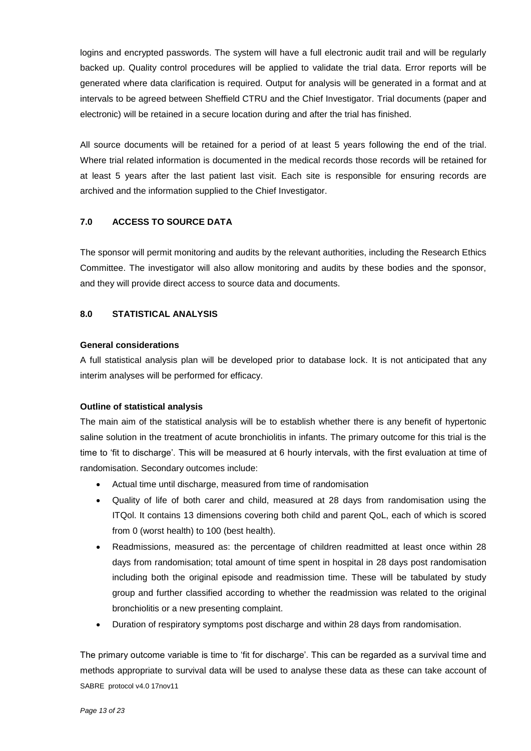logins and encrypted passwords. The system will have a full electronic audit trail and will be regularly backed up. Quality control procedures will be applied to validate the trial data. Error reports will be generated where data clarification is required. Output for analysis will be generated in a format and at intervals to be agreed between Sheffield CTRU and the Chief Investigator. Trial documents (paper and electronic) will be retained in a secure location during and after the trial has finished.

All source documents will be retained for a period of at least 5 years following the end of the trial. Where trial related information is documented in the medical records those records will be retained for at least 5 years after the last patient last visit. Each site is responsible for ensuring records are archived and the information supplied to the Chief Investigator.

## 7.0 ACCESS TO SOURCE DATA

The sponsor will permit monitoring and audits by the relevant authorities, including the Research Ethics Committee. The investigator will also allow monitoring and audits by these bodies and the sponsor, and they will provide direct access to source data and documents.

## 8.0 STATISTICAL ANALYSIS

### General considerations

A full statistical analysis plan will be developed prior to database lock. It is not anticipated that any interim analyses will be performed for efficacy.

### Outline of statistical analysis

The main aim of the statistical analysis will be to establish whether there is any benefit of hypertonic saline solution in the treatment of acute bronchiolitis in infants. The primary outcome for this trial is the time to 'fit to discharge'. This will be measured at 6 hourly intervals, with the first evaluation at time of randomisation. Secondary outcomes include:

- Actual time until discharge, measured from time of randomisation
- Quality of life of both carer and child, measured at 28 days from randomisation using the ITQol. It contains 13 dimensions covering both child and parent QoL, each of which is scored from 0 (worst health) to 100 (best health).
- Readmissions, measured as: the percentage of children readmitted at least once within 28 days from randomisation; total amount of time spent in hospital in 28 days post randomisation including both the original episode and readmission time. These will be tabulated by study group and further classified according to whether the readmission was related to the original bronchiolitis or a new presenting complaint.
- Duration of respiratory symptoms post discharge and within 28 days from randomisation.

The primary outcome variable is time to 'fit for discharge'. This can be regarded as a survival time and methods appropriate to survival data will be used to analyse these data as these can take account of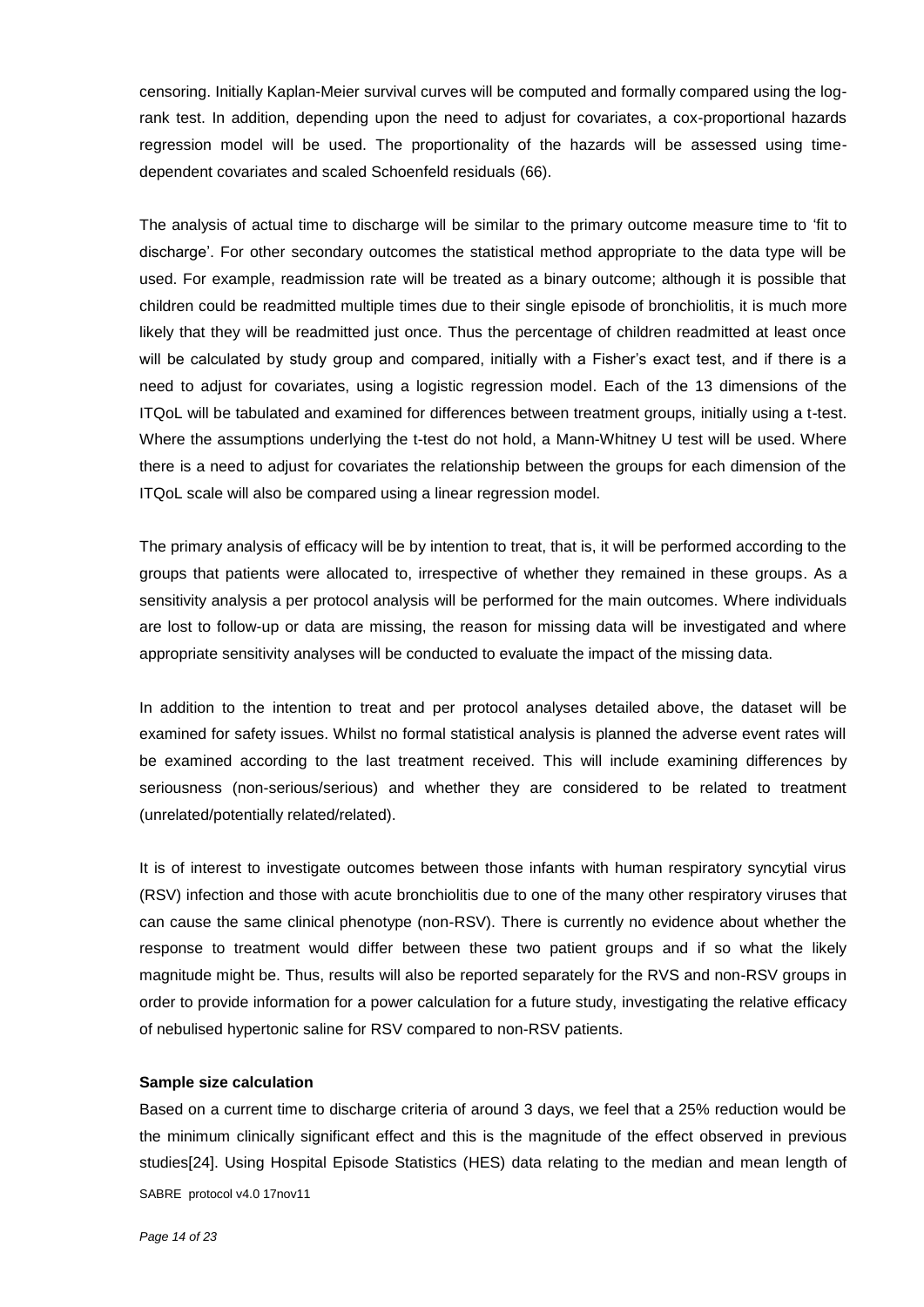censoring. Initially Kaplan-Meier survival curves will be computed and formally compared using the log-rank test. In addition, depending upon the need to adjust for covariates, a cox-proportional hazards regression model will be used. The proportionality of the hazards will be assessed using time-dependent covariates and scaled Schoenfeld residuals (66).

The analysis of actual time to discharge will be similar to the primary outcome measure time to 'fit to discharge'. For other secondary outcomes the statistical method appropriate to the data type will be used. For example, readmission rate will be treated as a binary outcome; although it is possible that children could be readmitted multiple times due to their single episode of bronchiolitis, it is much more likely that they will be readmitted just once. Thus the percentage of children readmitted at least once will be calculated by study group and compared, initially with a Fisher's exact test, and if there is a need to adjust for covariates, using a logistic regression model. Each of the 13 dimensions of the ITQoL will be tabulated and examined for differences between treatment groups, initially using a t-test. Where the assumptions underlying the t-test do not hold, a Mann-Whitney U test will be used. Where there is a need to adjust for covariates the relationship between the groups for each dimension of the ITQoL scale will also be compared using a linear regression model.

The primary analysis of efficacy will be by intention to treat, that is, it will be performed according to the groups that patients were allocated to, irrespective of whether they remained in these groups. As a sensitivity analysis a per protocol analysis will be performed for the main outcomes. Where individuals are lost to follow-up or data are missing, the reason for missing data will be investigated and where appropriate sensitivity analyses will be conducted to evaluate the impact of the missing data.

In addition to the intention to treat and per protocol analyses detailed above, the dataset will be examined for safety issues. Whilst no formal statistical analysis is planned the adverse event rates will be examined according to the last treatment received. This will include examining differences by seriousness (non-serious/serious) and whether they are considered to be related to treatment (unrelated/potentially related/related).

It is of interest to investigate outcomes between those infants with human respiratory syncytial virus (RSV) infection and those with acute bronchiolitis due to one of the many other respiratory viruses that can cause the same clinical phenotype (non-RSV). There is currently no evidence about whether the response to treatment would differ between these two patient groups and if so what the likely magnitude might be. Thus, results will also be reported separately for the RVS and non-RSV groups in order to provide information for a power calculation for a future study, investigating the relative efficacy of nebulised hypertonic saline for RSV compared to non-RSV patients.

**Sample size calculation**

Based on a current time to discharge criteria of around 3 days, we feel that a 25% reduction would be the minimum clinically significant effect and this is the magnitude of the effect observed in previous studies[24]. Using Hospital Episode Statistics (HES) data relating to the median and mean length of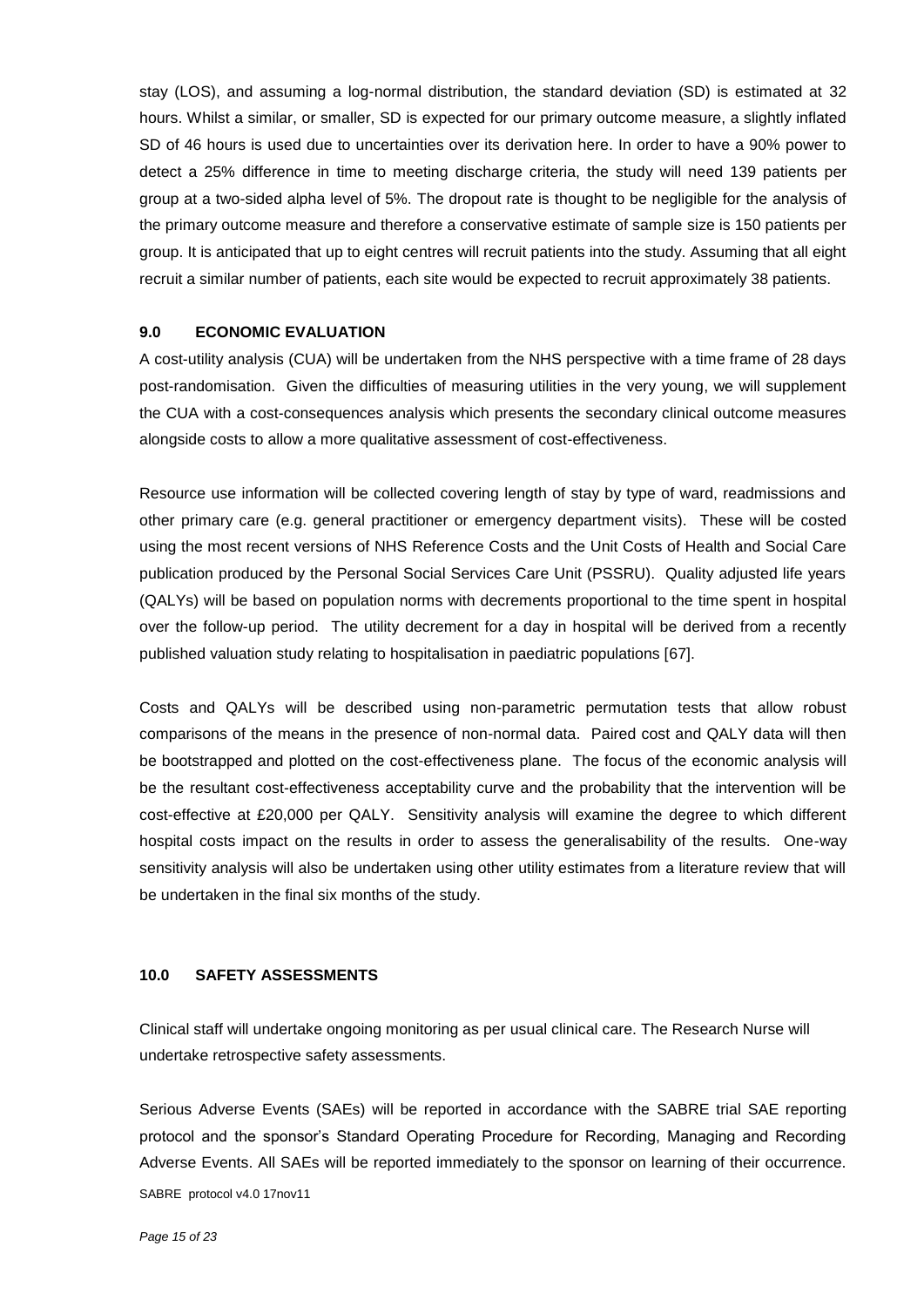stay (LOS), and assuming a log-normal distribution, the standard deviation (SD) is estimated at 32 hours. Whilst a similar, or smaller, SD is expected for our primary outcome measure, a slightly inflated SD of 46 hours is used due to uncertainties over its derivation here. In order to have a 90% power to detect a 25% difference in time to meeting discharge criteria, the study will need 139 patients per group at a two-sided alpha level of 5%. The dropout rate is thought to be negligible for the analysis of the primary outcome measure and therefore a conservative estimate of sample size is 150 patients per group. It is anticipated that up to eight centres will recruit patients into the study. Assuming that all eight recruit a similar number of patients, each site would be expected to recruit approximately 38 patients.

## 9.0 ECONOMIC EVALUATION

A cost-utility analysis (CUA) will be undertaken from the NHS perspective with a time frame of 28 days post-randomisation. Given the difficulties of measuring utilities in the very young, we will supplement the CUA with a cost-consequences analysis which presents the secondary clinical outcome measures alongside costs to allow a more qualitative assessment of cost-effectiveness.

Resource use information will be collected covering length of stay by type of ward, readmissions and other primary care (e.g. general practitioner or emergency department visits). These will be costed using the most recent versions of NHS Reference Costs and the Unit Costs of Health and Social Care publication produced by the Personal Social Services Care Unit (PSSRU). Quality adjusted life years (QALYs) will be based on population norms with decrements proportional to the time spent in hospital over the follow-up period. The utility decrement for a day in hospital will be derived from a recently published valuation study relating to hospitalisation in paediatric populations [67].

Costs and QALYs will be described using non-parametric permutation tests that allow robust comparisons of the means in the presence of non-normal data. Paired cost and QALY data will then be bootstrapped and plotted on the cost-effectiveness plane. The focus of the economic analysis will be the resultant cost-effectiveness acceptability curve and the probability that the intervention will be cost-effective at £20,000 per QALY. Sensitivity analysis will examine the degree to which different hospital costs impact on the results in order to assess the generalisability of the results. One-way sensitivity analysis will also be undertaken using other utility estimates from a literature review that will be undertaken in the final six months of the study.

## 10.0 SAFETY ASSESSMENTS

Clinical staff will undertake ongoing monitoring as per usual clinical care. The Research Nurse will undertake retrospective safety assessments.

Serious Adverse Events (SAEs) will be reported in accordance with the SABRE trial SAE reporting protocol and the sponsor's Standard Operating Procedure for Recording, Managing and Recording Adverse Events. All SAEs will be reported immediately to the sponsor on learning of their occurrence.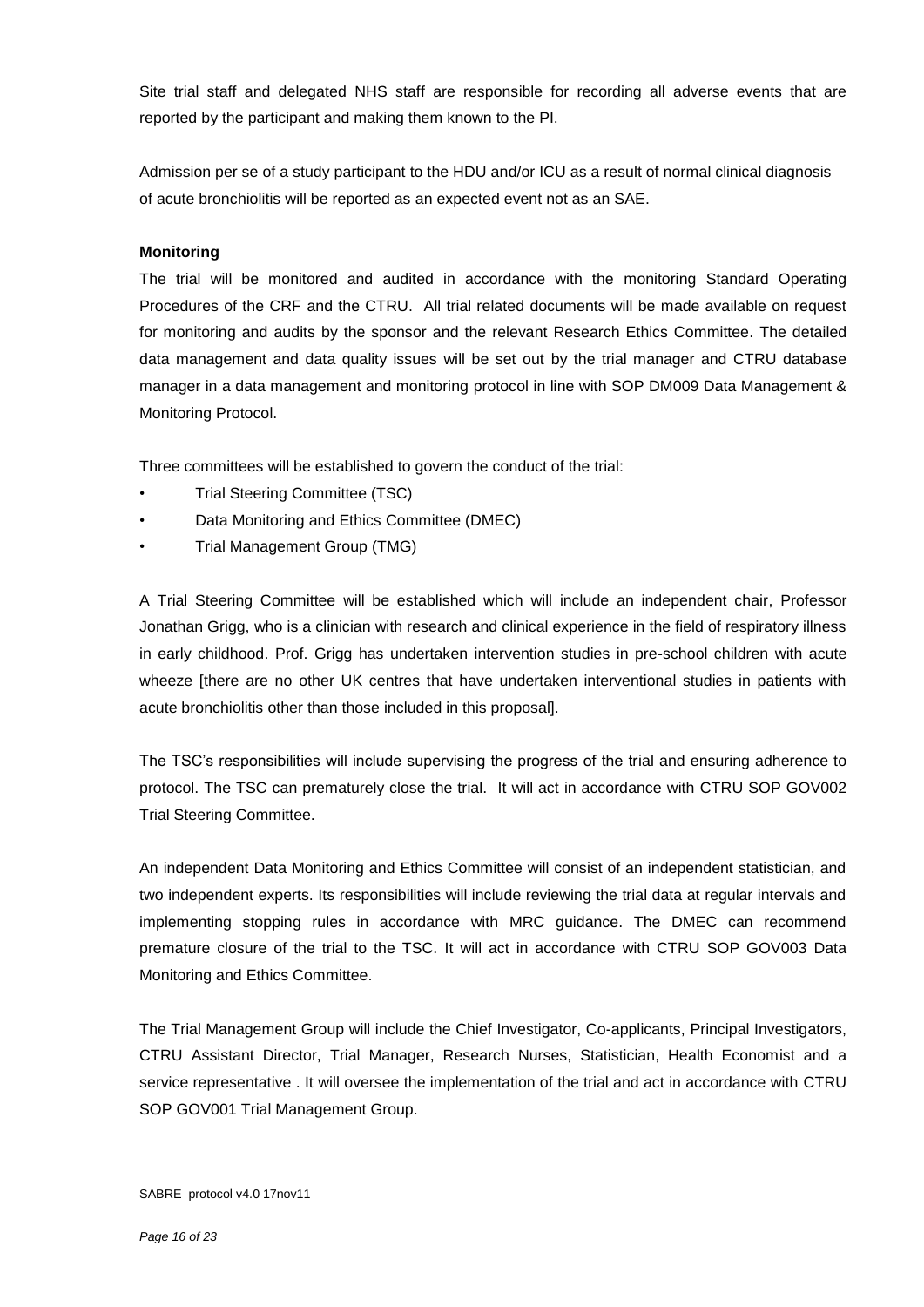Site trial staff and delegated NHS staff are responsible for recording all adverse events that are reported by the participant and making them known to the PI.

Admission per se of a study participant to the HDU and/or ICU as a result of normal clinical diagnosis of acute bronchiolitis will be reported as an expected event not as an SAE.

**Monitoring**

The trial will be monitored and audited in accordance with the monitoring Standard Operating Procedures of the CRF and the CTRU. All trial related documents will be made available on request for monitoring and audits by the sponsor and the relevant Research Ethics Committee. The detailed data management and data quality issues will be set out by the trial manager and CTRU database manager in a data management and monitoring protocol in line with SOP DM009 Data Management & Monitoring Protocol.

Three committees will be established to govern the conduct of the trial:

- Trial Steering Committee (TSC)
- Data Monitoring and Ethics Committee (DMEC)
- Trial Management Group (TMG)

A Trial Steering Committee will be established which will include an independent chair, Professor Jonathan Grigg, who is a clinician with research and clinical experience in the field of respiratory illness in early childhood. Prof. Grigg has undertaken intervention studies in pre-school children with acute wheeze [there are no other UK centres that have undertaken interventional studies in patients with acute bronchiolitis other than those included in this proposal].

The TSC's responsibilities will include supervising the progress of the trial and ensuring adherence to protocol. The TSC can prematurely close the trial. It will act in accordance with CTRU SOP GOV002 Trial Steering Committee.

An independent Data Monitoring and Ethics Committee will consist of an independent statistician, and two independent experts. Its responsibilities will include reviewing the trial data at regular intervals and implementing stopping rules in accordance with MRC guidance. The DMEC can recommend premature closure of the trial to the TSC. It will act in accordance with CTRU SOP GOV003 Data Monitoring and Ethics Committee.

The Trial Management Group will include the Chief Investigator, Co-applicants, Principal Investigators, CTRU Assistant Director, Trial Manager, Research Nurses, Statistician, Health Economist and a service representative . It will oversee the implementation of the trial and act in accordance with CTRU SOP GOV001 Trial Management Group.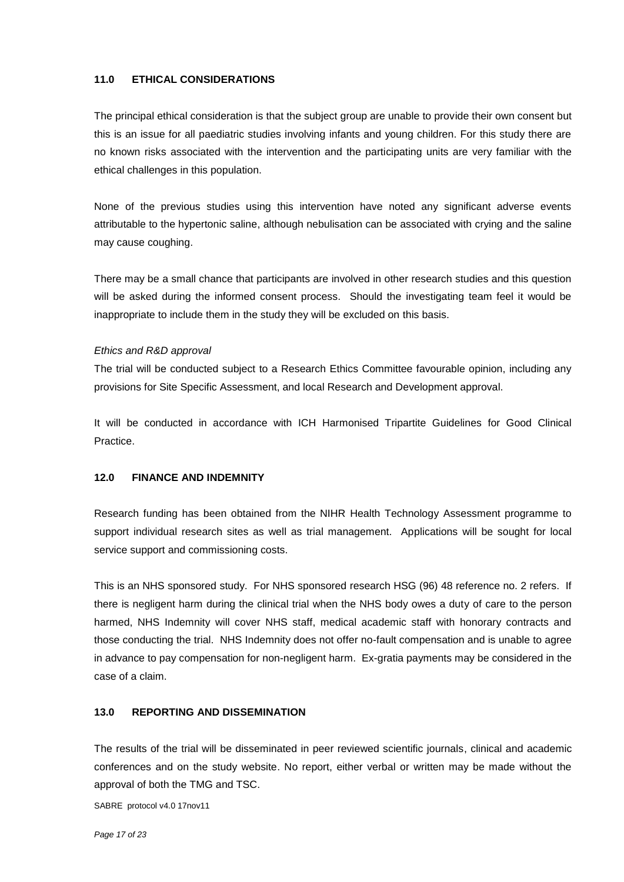## 11.0 ETHICAL CONSIDERATIONS

The principal ethical consideration is that the subject group are unable to provide their own consent but this is an issue for all paediatric studies involving infants and young children. For this study there are no known risks associated with the intervention and the participating units are very familiar with the ethical challenges in this population.

None of the previous studies using this intervention have noted any significant adverse events attributable to the hypertonic saline, although nebulisation can be associated with crying and the saline may cause coughing.

There may be a small chance that participants are involved in other research studies and this question will be asked during the informed consent process. Should the investigating team feel it would be inappropriate to include them in the study they will be excluded on this basis.

*Ethics and R&D approval*

The trial will be conducted subject to a Research Ethics Committee favourable opinion, including any provisions for Site Specific Assessment, and local Research and Development approval.

It will be conducted in accordance with ICH Harmonised Tripartite Guidelines for Good Clinical Practice.

## 12.0 FINANCE AND INDEMNITY

Research funding has been obtained from the NIHR Health Technology Assessment programme to support individual research sites as well as trial management. Applications will be sought for local service support and commissioning costs.

This is an NHS sponsored study. For NHS sponsored research HSG (96) 48 reference no. 2 refers. If there is negligent harm during the clinical trial when the NHS body owes a duty of care to the person harmed, NHS Indemnity will cover NHS staff, medical academic staff with honorary contracts and those conducting the trial. NHS Indemnity does not offer no-fault compensation and is unable to agree in advance to pay compensation for non-negligent harm. Ex-gratia payments may be considered in the case of a claim.

## 13.0 REPORTING AND DISSEMINATION

The results of the trial will be disseminated in peer reviewed scientific journals, clinical and academic conferences and on the study website. No report, either verbal or written may be made without the approval of both the TMG and TSC.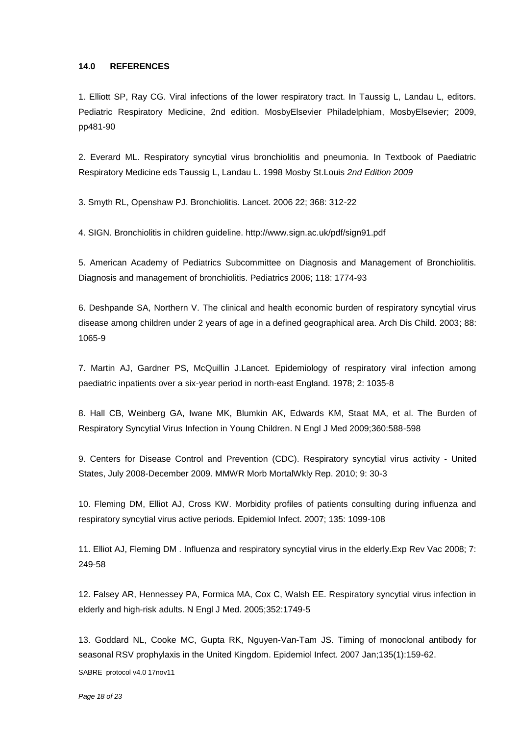## 14.0 REFERENCES

1. Elliott SP, Ray CG. Viral infections of the lower respiratory tract. In Taussig L, Landau L, editors. Pediatric Respiratory Medicine, 2nd edition. MosbyElsevier Philadelphiam, MosbyElsevier; 2009, pp481-90

2. Everard ML. Respiratory syncytial virus bronchiolitis and pneumonia. In Textbook of Paediatric Respiratory Medicine eds Taussig L, Landau L. 1998 Mosby St.Louis *2nd Edition 2009*

3. Smyth RL, Openshaw PJ. Bronchiolitis. Lancet. 2006 22; 368: 312-22

4. SIGN. Bronchiolitis in children guideline. http://www.sign.ac.uk/pdf/sign91.pdf

5. American Academy of Pediatrics Subcommittee on Diagnosis and Management of Bronchiolitis. Diagnosis and management of bronchiolitis. Pediatrics 2006; 118: 1774-93

6. Deshpande SA, Northern V. The clinical and health economic burden of respiratory syncytial virus disease among children under 2 years of age in a defined geographical area. Arch Dis Child. 2003; 88: 1065-9

7. Martin AJ, Gardner PS, McQuillin J.Lancet. Epidemiology of respiratory viral infection among paediatric inpatients over a six-year period in north-east England. 1978; 2: 1035-8

8. Hall CB, Weinberg GA, Iwane MK, Blumkin AK, Edwards KM, Staat MA, et al. The Burden of Respiratory Syncytial Virus Infection in Young Children. N Engl J Med 2009;360:588-598

9. Centers for Disease Control and Prevention (CDC). Respiratory syncytial virus activity - United States, July 2008-December 2009. MMWR Morb MortalWkly Rep. 2010; 9: 30-3

10. Fleming DM, Elliot AJ, Cross KW. Morbidity profiles of patients consulting during influenza and respiratory syncytial virus active periods. Epidemiol Infect. 2007; 135: 1099-108

11. Elliot AJ, Fleming DM . Influenza and respiratory syncytial virus in the elderly.Exp Rev Vac 2008; 7: 249-58

12. Falsey AR, Hennessey PA, Formica MA, Cox C, Walsh EE. Respiratory syncytial virus infection in elderly and high-risk adults. N Engl J Med. 2005;352:1749-5

13. Goddard NL, Cooke MC, Gupta RK, Nguyen-Van-Tam JS. Timing of monoclonal antibody for seasonal RSV prophylaxis in the United Kingdom. Epidemiol Infect. 2007 Jan;135(1):159-62.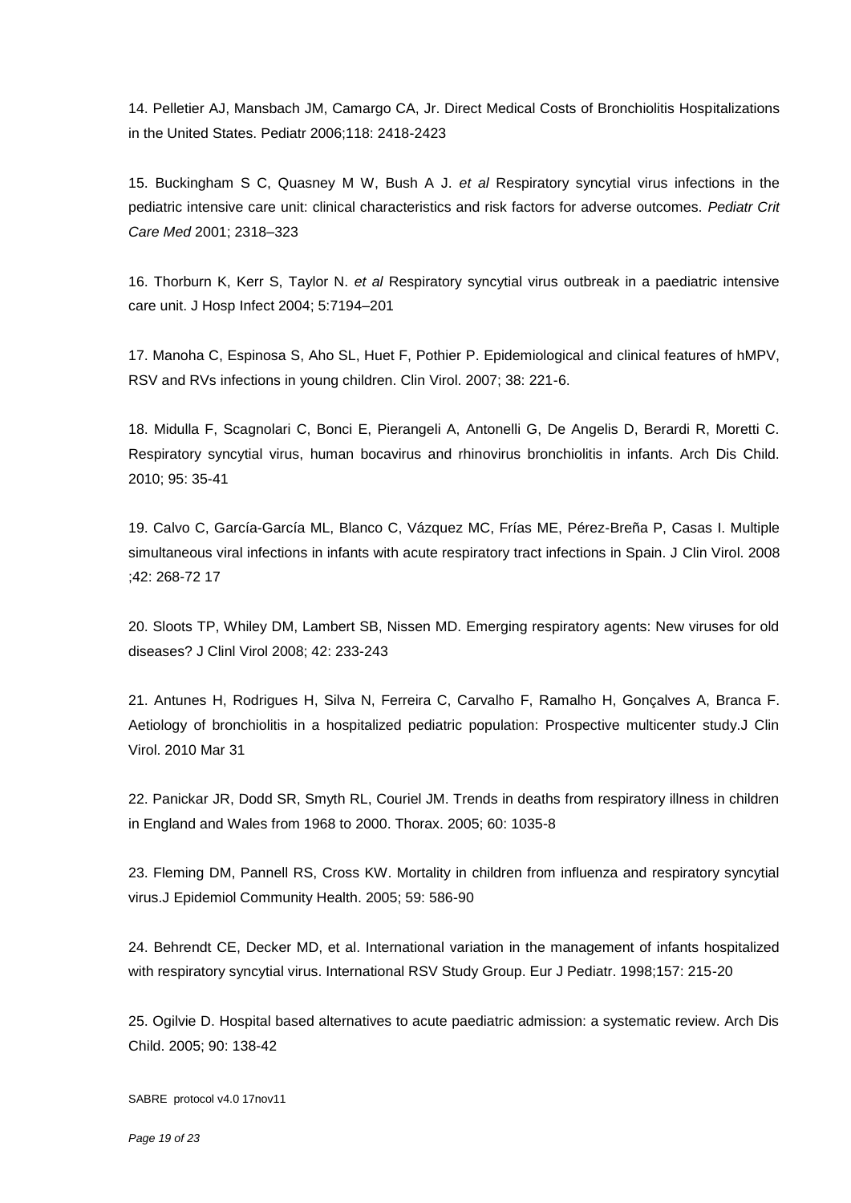14. Pelletier AJ, Mansbach JM, Camargo CA, Jr. Direct Medical Costs of Bronchiolitis Hospitalizations in the United States. Pediatr 2006;118: 2418-2423

15. Buckingham S C, Quasney M W, Bush A J. *et al* Respiratory syncytial virus infections in the pediatric intensive care unit: clinical characteristics and risk factors for adverse outcomes. *Pediatr Crit Care Med* 2001; 2318–323

16. Thorburn K, Kerr S, Taylor N. *et al* Respiratory syncytial virus outbreak in a paediatric intensive care unit. J Hosp Infect 2004; 5:7194–201

17. Manoha C, Espinosa S, Aho SL, Huet F, Pothier P. Epidemiological and clinical features of hMPV, RSV and RVs infections in young children. Clin Virol. 2007; 38: 221-6.

18. Midulla F, Scagnolari C, Bonci E, Pierangeli A, Antonelli G, De Angelis D, Berardi R, Moretti C. Respiratory syncytial virus, human bocavirus and rhinovirus bronchiolitis in infants. Arch Dis Child. 2010; 95: 35-41

19. Calvo C, García-García ML, Blanco C, Vázquez MC, Frías ME, Pérez-Breña P, Casas I. Multiple simultaneous viral infections in infants with acute respiratory tract infections in Spain. J Clin Virol. 2008 ;42: 268-72 17

20. Sloots TP, Whiley DM, Lambert SB, Nissen MD. Emerging respiratory agents: New viruses for old diseases? J Clinl Virol 2008; 42: 233-243

21. Antunes H, Rodrigues H, Silva N, Ferreira C, Carvalho F, Ramalho H, Gonçalves A, Branca F. Aetiology of bronchiolitis in a hospitalized pediatric population: Prospective multicenter study.J Clin Virol. 2010 Mar 31

22. Panickar JR, Dodd SR, Smyth RL, Couriel JM. Trends in deaths from respiratory illness in children in England and Wales from 1968 to 2000. Thorax. 2005; 60: 1035-8

23. Fleming DM, Pannell RS, Cross KW. Mortality in children from influenza and respiratory syncytial virus.J Epidemiol Community Health. 2005; 59: 586-90

24. Behrendt CE, Decker MD, et al. International variation in the management of infants hospitalized with respiratory syncytial virus. International RSV Study Group. Eur J Pediatr. 1998;157: 215-20

25. Ogilvie D. Hospital based alternatives to acute paediatric admission: a systematic review. Arch Dis Child. 2005; 90: 138-42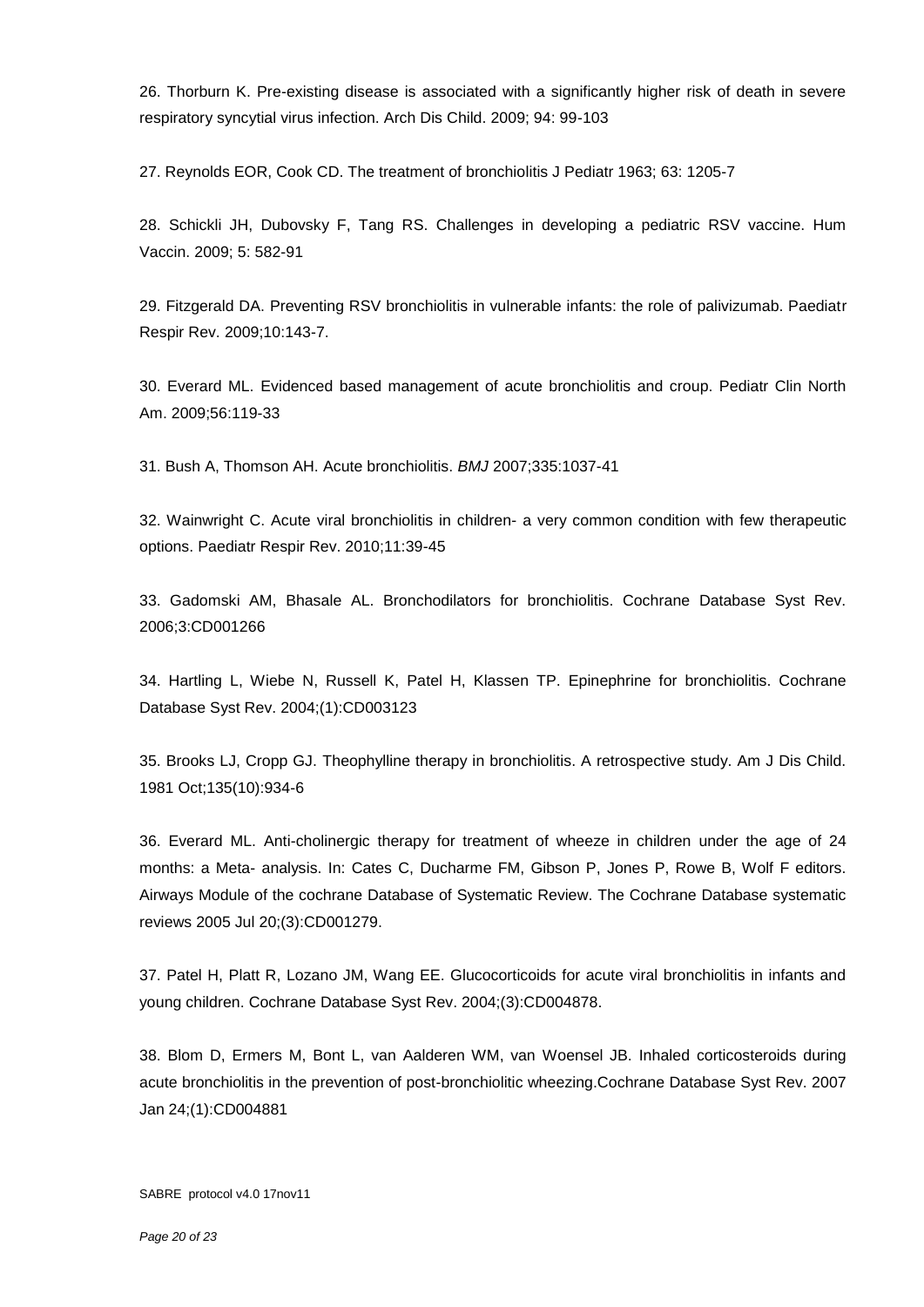26. Thorburn K. Pre-existing disease is associated with a significantly higher risk of death in severe respiratory syncytial virus infection. Arch Dis Child. 2009; 94: 99-103

27. Reynolds EOR, Cook CD. The treatment of bronchiolitis J Pediatr 1963; 63: 1205-7

28. Schickli JH, Dubovsky F, Tang RS. Challenges in developing a pediatric RSV vaccine. Hum Vaccin. 2009; 5: 582-91

29. Fitzgerald DA. Preventing RSV bronchiolitis in vulnerable infants: the role of palivizumab. Paediatr Respir Rev. 2009;10:143-7.

30. Everard ML. Evidenced based management of acute bronchiolitis and croup. Pediatr Clin North Am. 2009;56:119-33

31. Bush A, Thomson AH. Acute bronchiolitis. *BMJ* 2007;335:1037-41

32. Wainwright C. Acute viral bronchiolitis in children- a very common condition with few therapeutic options. Paediatr Respir Rev. 2010;11:39-45

33. Gadomski AM, Bhasale AL. Bronchodilators for bronchiolitis. Cochrane Database Syst Rev. 2006;3:CD001266

34. Hartling L, Wiebe N, Russell K, Patel H, Klassen TP. Epinephrine for bronchiolitis. Cochrane Database Syst Rev. 2004;(1):CD003123

35. Brooks LJ, Cropp GJ. Theophylline therapy in bronchiolitis. A retrospective study. Am J Dis Child. 1981 Oct;135(10):934-6

36. Everard ML. Anti-cholinergic therapy for treatment of wheeze in children under the age of 24 months: a Meta- analysis. In: Cates C, Ducharme FM, Gibson P, Jones P, Rowe B, Wolf F editors. Airways Module of the cochrane Database of Systematic Review. The Cochrane Database systematic reviews 2005 Jul 20;(3):CD001279.

37. Patel H, Platt R, Lozano JM, Wang EE. Glucocorticoids for acute viral bronchiolitis in infants and young children. Cochrane Database Syst Rev. 2004;(3):CD004878.

38. Blom D, Ermers M, Bont L, van Aalderen WM, van Woensel JB. Inhaled corticosteroids during acute bronchiolitis in the prevention of post-bronchiolitic wheezing.Cochrane Database Syst Rev. 2007 Jan 24;(1):CD004881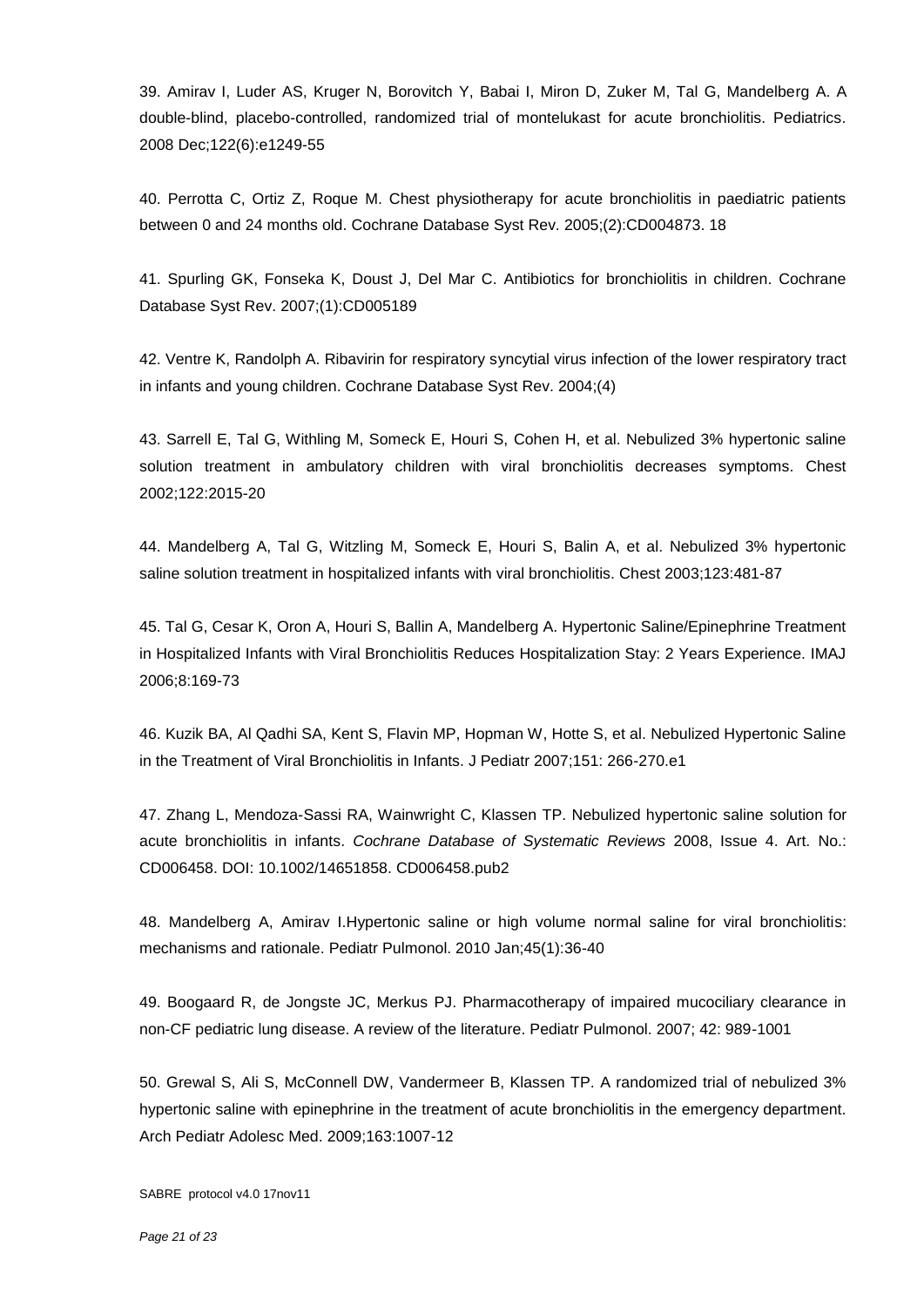39. Amirav I, Luder AS, Kruger N, Borovitch Y, Babai I, Miron D, Zuker M, Tal G, Mandelberg A. A double-blind, placebo-controlled, randomized trial of montelukast for acute bronchiolitis. Pediatrics. 2008 Dec;122(6):e1249-55

40. Perrotta C, Ortiz Z, Roque M. Chest physiotherapy for acute bronchiolitis in paediatric patients between 0 and 24 months old. Cochrane Database Syst Rev. 2005;(2):CD004873. 18

41. Spurling GK, Fonseka K, Doust J, Del Mar C. Antibiotics for bronchiolitis in children. Cochrane Database Syst Rev. 2007;(1):CD005189

42. Ventre K, Randolph A. Ribavirin for respiratory syncytial virus infection of the lower respiratory tract in infants and young children. Cochrane Database Syst Rev. 2004;(4)

43. Sarrell E, Tal G, Withling M, Someck E, Houri S, Cohen H, et al. Nebulized 3% hypertonic saline solution treatment in ambulatory children with viral bronchiolitis decreases symptoms. Chest 2002;122:2015-20

44. Mandelberg A, Tal G, Witzling M, Someck E, Houri S, Balin A, et al. Nebulized 3% hypertonic saline solution treatment in hospitalized infants with viral bronchiolitis. Chest 2003;123:481-87

45. Tal G, Cesar K, Oron A, Houri S, Ballin A, Mandelberg A. Hypertonic Saline/Epinephrine Treatment in Hospitalized Infants with Viral Bronchiolitis Reduces Hospitalization Stay: 2 Years Experience. IMAJ 2006;8:169-73

46. Kuzik BA, Al Qadhi SA, Kent S, Flavin MP, Hopman W, Hotte S, et al. Nebulized Hypertonic Saline in the Treatment of Viral Bronchiolitis in Infants. J Pediatr 2007;151: 266-270.e1

47. Zhang L, Mendoza-Sassi RA, Wainwright C, Klassen TP. Nebulized hypertonic saline solution for acute bronchiolitis in infants. *Cochrane Database of Systematic Reviews* 2008, Issue 4. Art. No.: CD006458. DOI: 10.1002/14651858. CD006458.pub2

48. Mandelberg A, Amirav I.Hypertonic saline or high volume normal saline for viral bronchiolitis: mechanisms and rationale. Pediatr Pulmonol. 2010 Jan;45(1):36-40

49. Boogaard R, de Jongste JC, Merkus PJ. Pharmacotherapy of impaired mucociliary clearance in non-CF pediatric lung disease. A review of the literature. Pediatr Pulmonol. 2007; 42: 989-1001

50. Grewal S, Ali S, McConnell DW, Vandermeer B, Klassen TP. A randomized trial of nebulized 3% hypertonic saline with epinephrine in the treatment of acute bronchiolitis in the emergency department. Arch Pediatr Adolesc Med. 2009;163:1007-12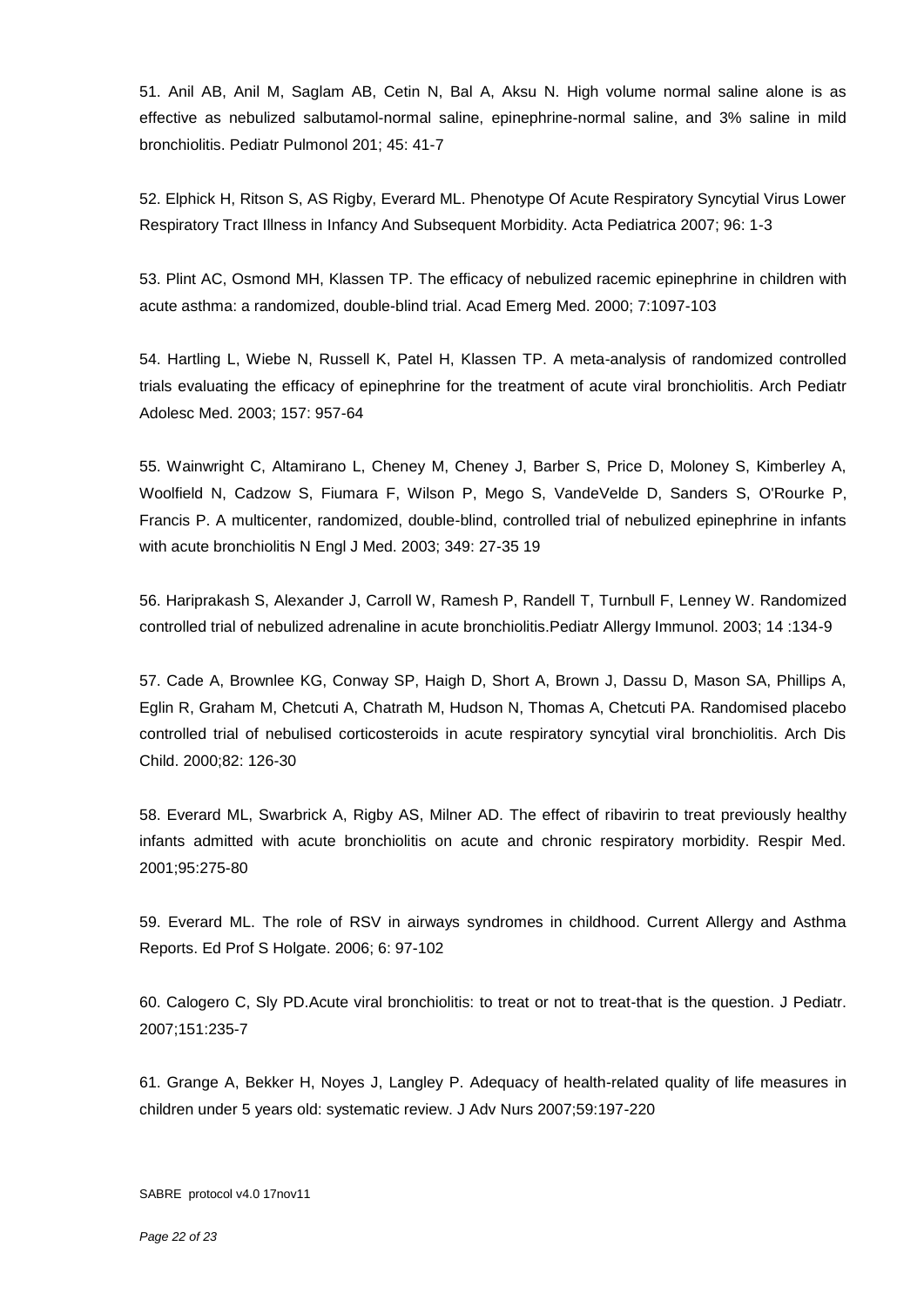51. Anil AB, Anil M, Saglam AB, Cetin N, Bal A, Aksu N. High volume normal saline alone is as effective as nebulized salbutamol-normal saline, epinephrine-normal saline, and 3% saline in mild bronchiolitis. Pediatr Pulmonol 201; 45: 41-7

52. Elphick H, Ritson S, AS Rigby, Everard ML. Phenotype Of Acute Respiratory Syncytial Virus Lower Respiratory Tract Illness in Infancy And Subsequent Morbidity. Acta Pediatrica 2007; 96: 1-3

53. Plint AC, Osmond MH, Klassen TP. The efficacy of nebulized racemic epinephrine in children with acute asthma: a randomized, double-blind trial. Acad Emerg Med. 2000; 7:1097-103

54. Hartling L, Wiebe N, Russell K, Patel H, Klassen TP. A meta-analysis of randomized controlled trials evaluating the efficacy of epinephrine for the treatment of acute viral bronchiolitis. Arch Pediatr Adolesc Med. 2003; 157: 957-64

55. Wainwright C, Altamirano L, Cheney M, Cheney J, Barber S, Price D, Moloney S, Kimberley A, Woolfield N, Cadzow S, Fiumara F, Wilson P, Mego S, VandeVelde D, Sanders S, O'Rourke P, Francis P. A multicenter, randomized, double-blind, controlled trial of nebulized epinephrine in infants with acute bronchiolitis N Engl J Med. 2003; 349: 27-35 19

56. Hariprakash S, Alexander J, Carroll W, Ramesh P, Randell T, Turnbull F, Lenney W. Randomized controlled trial of nebulized adrenaline in acute bronchiolitis.Pediatr Allergy Immunol. 2003; 14 :134-9

57. Cade A, Brownlee KG, Conway SP, Haigh D, Short A, Brown J, Dassu D, Mason SA, Phillips A, Eglin R, Graham M, Chetcuti A, Chatrath M, Hudson N, Thomas A, Chetcuti PA. Randomised placebo controlled trial of nebulised corticosteroids in acute respiratory syncytial viral bronchiolitis. Arch Dis Child. 2000;82: 126-30

58. Everard ML, Swarbrick A, Rigby AS, Milner AD. The effect of ribavirin to treat previously healthy infants admitted with acute bronchiolitis on acute and chronic respiratory morbidity. Respir Med. 2001;95:275-80

59. Everard ML. The role of RSV in airways syndromes in childhood. Current Allergy and Asthma Reports. Ed Prof S Holgate. 2006; 6: 97-102

60. Calogero C, Sly PD.Acute viral bronchiolitis: to treat or not to treat-that is the question. J Pediatr. 2007;151:235-7

61. Grange A, Bekker H, Noyes J, Langley P. Adequacy of health-related quality of life measures in children under 5 years old: systematic review. J Adv Nurs 2007;59:197-220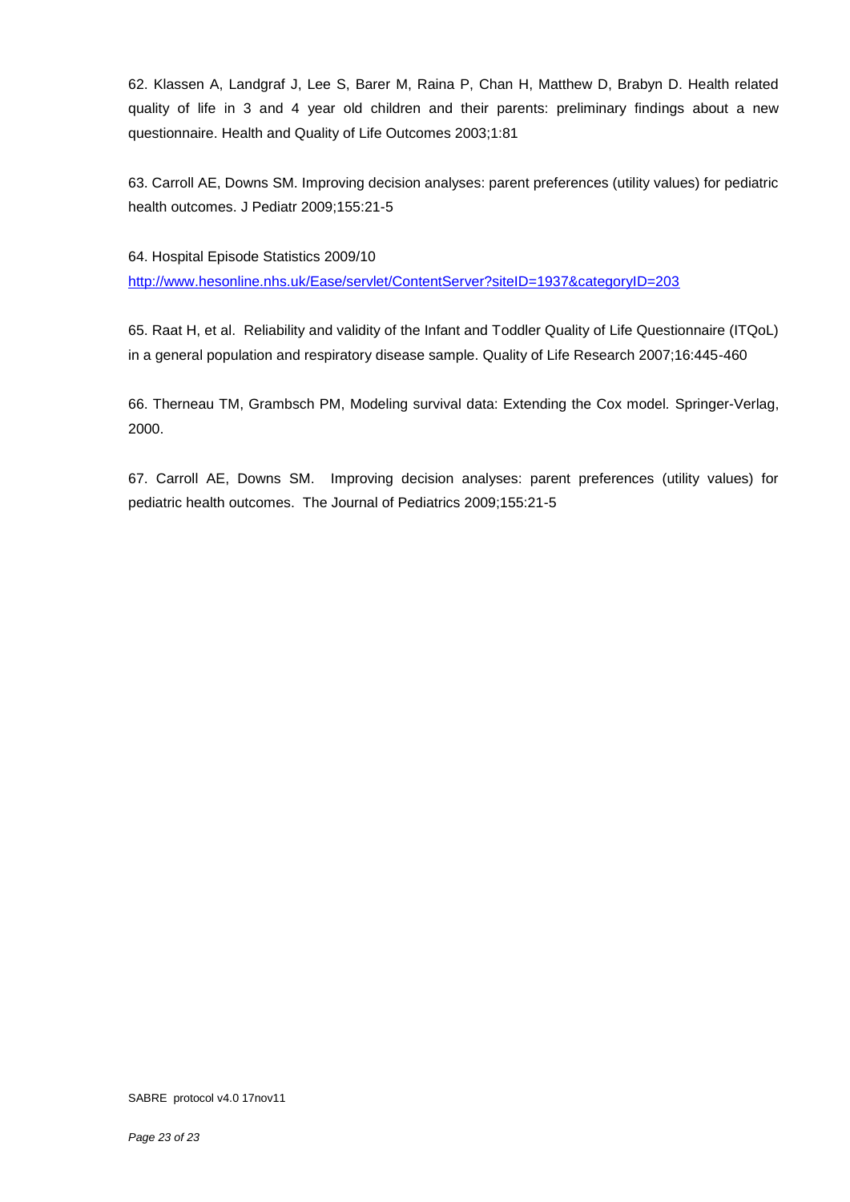62. Klassen A, Landgraf J, Lee S, Barer M, Raina P, Chan H, Matthew D, Brabyn D. Health related quality of life in 3 and 4 year old children and their parents: preliminary findings about a new questionnaire. Health and Quality of Life Outcomes 2003;1:81

63. Carroll AE, Downs SM. Improving decision analyses: parent preferences (utility values) for pediatric health outcomes. J Pediatr 2009;155:21-5

64. Hospital Episode Statistics 2009/10 http://www.hesonline.nhs.uk/Ease/servlet/ContentServer?siteID=1937&categoryID=203

65. Raat H, et al. Reliability and validity of the Infant and Toddler Quality of Life Questionnaire (ITQoL) in a general population and respiratory disease sample. Quality of Life Research 2007;16:445-460

66. Therneau TM, Grambsch PM, Modeling survival data: Extending the Cox model. Springer-Verlag, 2000.

67. Carroll AE, Downs SM. Improving decision analyses: parent preferences (utility values) for pediatric health outcomes. The Journal of Pediatrics 2009;155:21-5